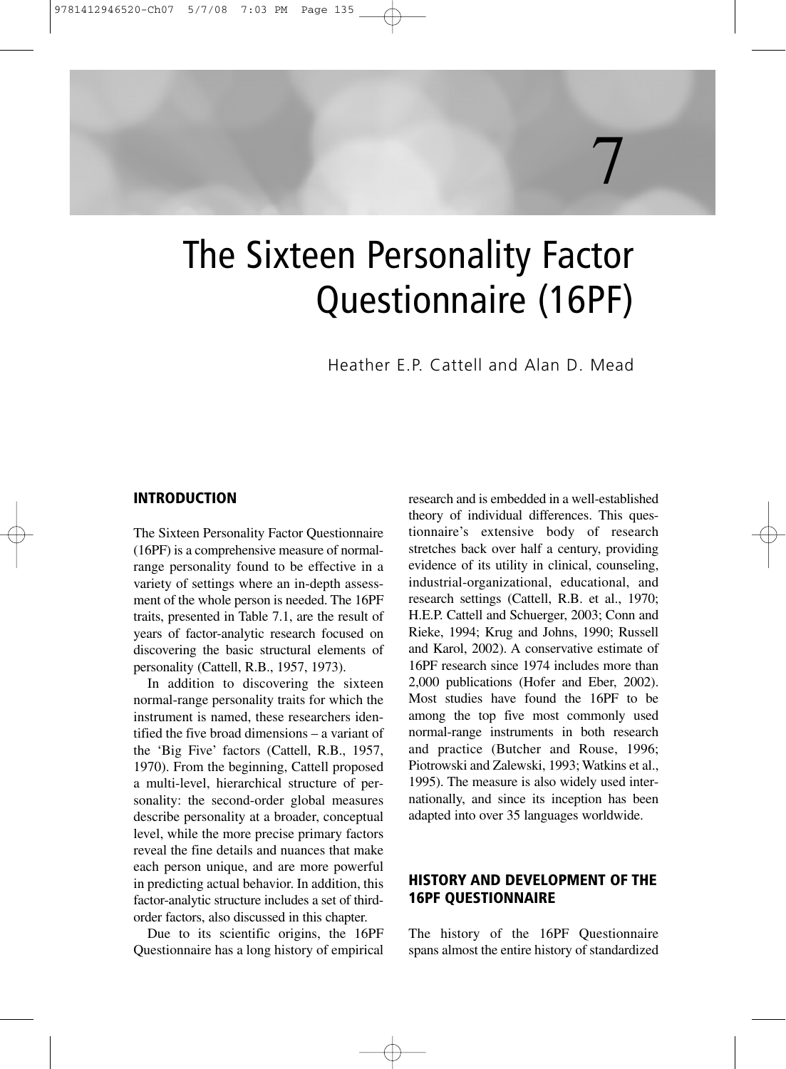# 7

# The Sixteen Personality Factor Questionnaire (16PF)

Heather E.P. Cattell and Alan D. Mead

## INTRODUCTION

The Sixteen Personality Factor Questionnaire (16PF) is a comprehensive measure of normal-range personality found to be effective in a variety of settings where an in-depth assessment of the whole person is needed. The 16PF traits, presented in Table 7.1, are the result of years of factor-analytic research focused on discovering the basic structural elements of personality (Cattell, R.B., 1957, 1973).

In addition to discovering the sixteen normal-range personality traits for which the instrument is named, these researchers identified the five broad dimensions – a variant of the 'Big Five' factors (Cattell, R.B., 1957, 1970). From the beginning, Cattell proposed a multi-level, hierarchical structure of personality: the second-order global measures describe personality at a broader, conceptual level, while the more precise primary factors reveal the fine details and nuances that make each person unique, and are more powerful in predicting actual behavior. In addition, this factor-analytic structure includes a set of third-order factors, also discussed in this chapter.

Due to its scientific origins, the 16PF Questionnaire has a long history of empirical research and is embedded in a well-established theory of individual differences. This questionnaire's extensive body of research stretches back over half a century, providing evidence of its utility in clinical, counseling, industrial-organizational, educational, and research settings (Cattell, R.B. et al., 1970; H.E.P. Cattell and Schuerger, 2003; Conn and Rieke, 1994; Krug and Johns, 1990; Russell and Karol, 2002). A conservative estimate of 16PF research since 1974 includes more than 2,000 publications (Hofer and Eber, 2002). Most studies have found the 16PF to be among the top five most commonly used normal-range instruments in both research and practice (Butcher and Rouse, 1996; Piotrowski and Zalewski, 1993; Watkins et al., 1995). The measure is also widely used internationally, and since its inception has been adapted into over 35 languages worldwide.

## HISTORY AND DEVELOPMENT OF THE 16PF QUESTIONNAIRE

The history of the 16PF Questionnaire spans almost the entire history of standardized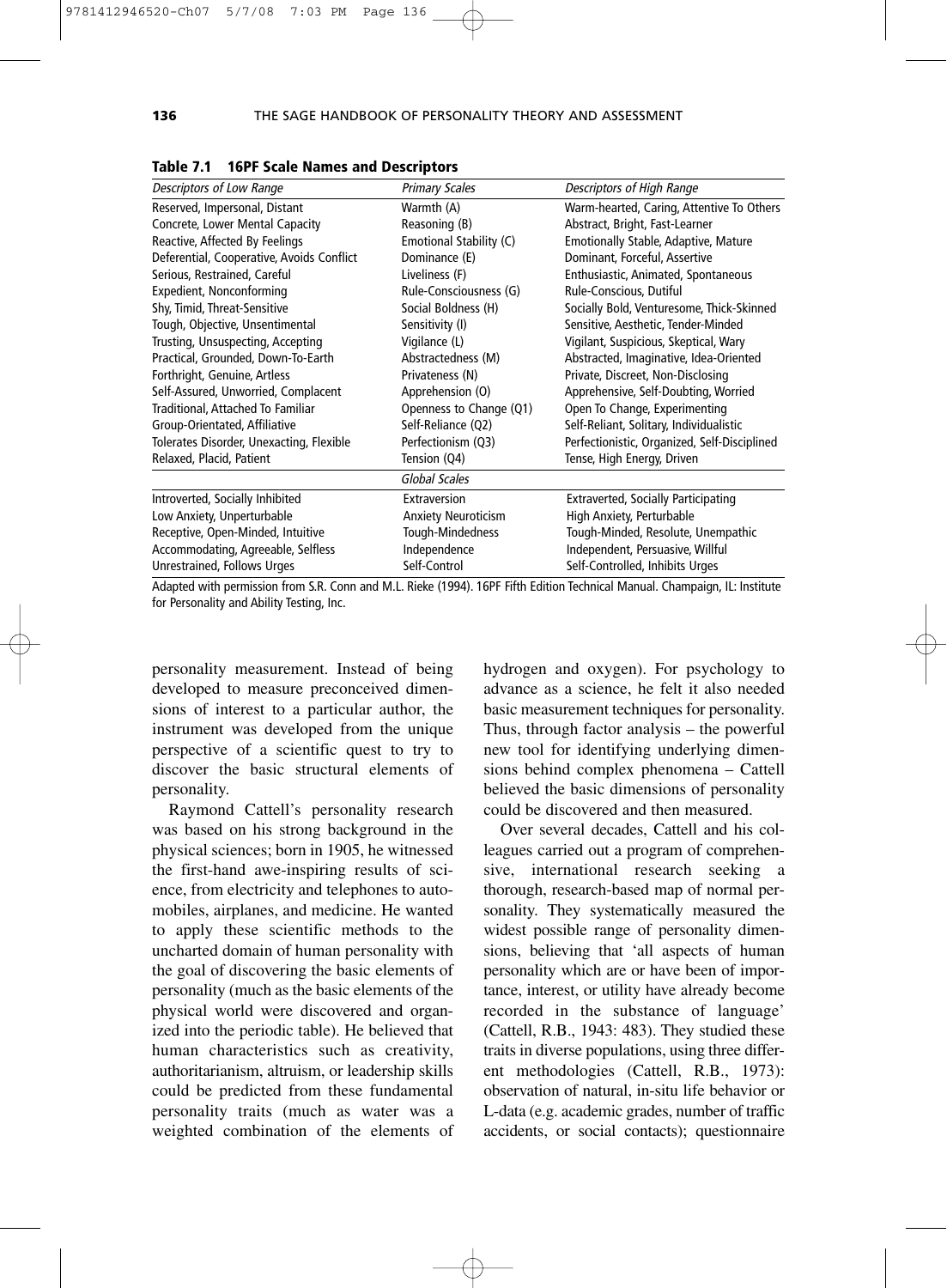**Table 7.1 16PF Scale Names and Descriptors**

| *Descriptors of Low Range* | *Primary Scales* | *Descriptors of High Range* |
|---|---|---|
| Reserved, Impersonal, Distant | Warmth (A) | Warm-hearted, Caring, Attentive To Others |
| Concrete, Lower Mental Capacity | Reasoning (B) | Abstract, Bright, Fast-Learner |
| Reactive, Affected By Feelings | Emotional Stability (C) | Emotionally Stable, Adaptive, Mature |
| Deferential, Cooperative, Avoids Conflict | Dominance (E) | Dominant, Forceful, Assertive |
| Serious, Restrained, Careful | Liveliness (F) | Enthusiastic, Animated, Spontaneous |
| Expedient, Nonconforming | Rule-Consciousness (G) | Rule-Conscious, Dutiful |
| Shy, Timid, Threat-Sensitive | Social Boldness (H) | Socially Bold, Venturesome, Thick-Skinned |
| Tough, Objective, Unsentimental | Sensitivity (I) | Sensitive, Aesthetic, Tender-Minded |
| Trusting, Unsuspecting, Accepting | Vigilance (L) | Vigilant, Suspicious, Skeptical, Wary |
| Practical, Grounded, Down-To-Earth | Abstractedness (M) | Abstracted, Imaginative, Idea-Oriented |
| Forthright, Genuine, Artless | Privateness (N) | Private, Discreet, Non-Disclosing |
| Self-Assured, Unworried, Complacent | Apprehension (O) | Apprehensive, Self-Doubting, Worried |
| Traditional, Attached To Familiar | Openness to Change (Q1) | Open To Change, Experimenting |
| Group-Orientated, Affiliative | Self-Reliance (Q2) | Self-Reliant, Solitary, Individualistic |
| Tolerates Disorder, Unexacting, Flexible | Perfectionism (Q3) | Perfectionistic, Organized, Self-Disciplined |
| Relaxed, Placid, Patient | Tension (Q4) | Tense, High Energy, Driven |
| | *Global Scales* | |
| Introverted, Socially Inhibited | Extraversion | Extraverted, Socially Participating |
| Low Anxiety, Unperturbable | Anxiety Neuroticism | High Anxiety, Perturbable |
| Receptive, Open-Minded, Intuitive | Tough-Mindedness | Tough-Minded, Resolute, Unempathic |
| Accommodating, Agreeable, Selfless | Independence | Independent, Persuasive, Willful |
| Unrestrained, Follows Urges | Self-Control | Self-Controlled, Inhibits Urges |

Adapted with permission from S.R. Conn and M.L. Rieke (1994). 16PF Fifth Edition Technical Manual. Champaign, IL: Institute for Personality and Ability Testing, Inc.

personality measurement. Instead of being developed to measure preconceived dimensions of interest to a particular author, the instrument was developed from the unique perspective of a scientific quest to try to discover the basic structural elements of personality.

Raymond Cattell's personality research was based on his strong background in the physical sciences; born in 1905, he witnessed the first-hand awe-inspiring results of science, from electricity and telephones to automobiles, airplanes, and medicine. He wanted to apply these scientific methods to the uncharted domain of human personality with the goal of discovering the basic elements of personality (much as the basic elements of the physical world were discovered and organized into the periodic table). He believed that human characteristics such as creativity, authoritarianism, altruism, or leadership skills could be predicted from these fundamental personality traits (much as water was a weighted combination of the elements of hydrogen and oxygen). For psychology to advance as a science, he felt it also needed basic measurement techniques for personality. Thus, through factor analysis – the powerful new tool for identifying underlying dimensions behind complex phenomena – Cattell believed the basic dimensions of personality could be discovered and then measured.

Over several decades, Cattell and his colleagues carried out a program of comprehensive, international research seeking a thorough, research-based map of normal personality. They systematically measured the widest possible range of personality dimensions, believing that 'all aspects of human personality which are or have been of importance, interest, or utility have already become recorded in the substance of language' (Cattell, R.B., 1943: 483). They studied these traits in diverse populations, using three different methodologies (Cattell, R.B., 1973): observation of natural, in-situ life behavior or L-data (e.g. academic grades, number of traffic accidents, or social contacts); questionnaire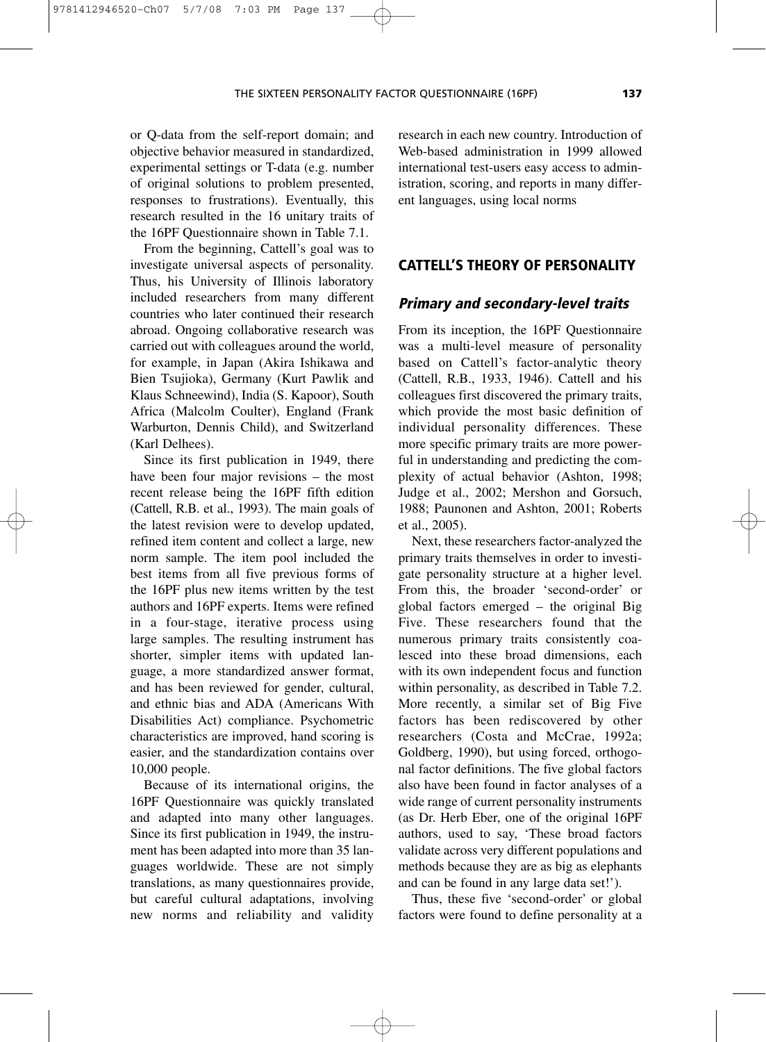or Q-data from the self-report domain; and objective behavior measured in standardized, experimental settings or T-data (e.g. number of original solutions to problem presented, responses to frustrations). Eventually, this research resulted in the 16 unitary traits of the 16PF Questionnaire shown in Table 7.1.

From the beginning, Cattell's goal was to investigate universal aspects of personality. Thus, his University of Illinois laboratory included researchers from many different countries who later continued their research abroad. Ongoing collaborative research was carried out with colleagues around the world, for example, in Japan (Akira Ishikawa and Bien Tsujioka), Germany (Kurt Pawlik and Klaus Schneewind), India (S. Kapoor), South Africa (Malcolm Coulter), England (Frank Warburton, Dennis Child), and Switzerland (Karl Delhees).

Since its first publication in 1949, there have been four major revisions – the most recent release being the 16PF fifth edition (Cattell, R.B. et al., 1993). The main goals of the latest revision were to develop updated, refined item content and collect a large, new norm sample. The item pool included the best items from all five previous forms of the 16PF plus new items written by the test authors and 16PF experts. Items were refined in a four-stage, iterative process using large samples. The resulting instrument has shorter, simpler items with updated language, a more standardized answer format, and has been reviewed for gender, cultural, and ethnic bias and ADA (Americans With Disabilities Act) compliance. Psychometric characteristics are improved, hand scoring is easier, and the standardization contains over 10,000 people.

Because of its international origins, the 16PF Questionnaire was quickly translated and adapted into many other languages. Since its first publication in 1949, the instrument has been adapted into more than 35 languages worldwide. These are not simply translations, as many questionnaires provide, but careful cultural adaptations, involving new norms and reliability and validity research in each new country. Introduction of Web-based administration in 1999 allowed international test-users easy access to administration, scoring, and reports in many different languages, using local norms

## CATTELL'S THEORY OF PERSONALITY

### *Primary and secondary-level traits*

From its inception, the 16PF Questionnaire was a multi-level measure of personality based on Cattell's factor-analytic theory (Cattell, R.B., 1933, 1946). Cattell and his colleagues first discovered the primary traits, which provide the most basic definition of individual personality differences. These more specific primary traits are more powerful in understanding and predicting the complexity of actual behavior (Ashton, 1998; Judge et al., 2002; Mershon and Gorsuch, 1988; Paunonen and Ashton, 2001; Roberts et al., 2005).

Next, these researchers factor-analyzed the primary traits themselves in order to investigate personality structure at a higher level. From this, the broader 'second-order' or global factors emerged – the original Big Five. These researchers found that the numerous primary traits consistently coalesced into these broad dimensions, each with its own independent focus and function within personality, as described in Table 7.2. More recently, a similar set of Big Five factors has been rediscovered by other researchers (Costa and McCrae, 1992a; Goldberg, 1990), but using forced, orthogonal factor definitions. The five global factors also have been found in factor analyses of a wide range of current personality instruments (as Dr. Herb Eber, one of the original 16PF authors, used to say, 'These broad factors validate across very different populations and methods because they are as big as elephants and can be found in any large data set!').

Thus, these five 'second-order' or global factors were found to define personality at a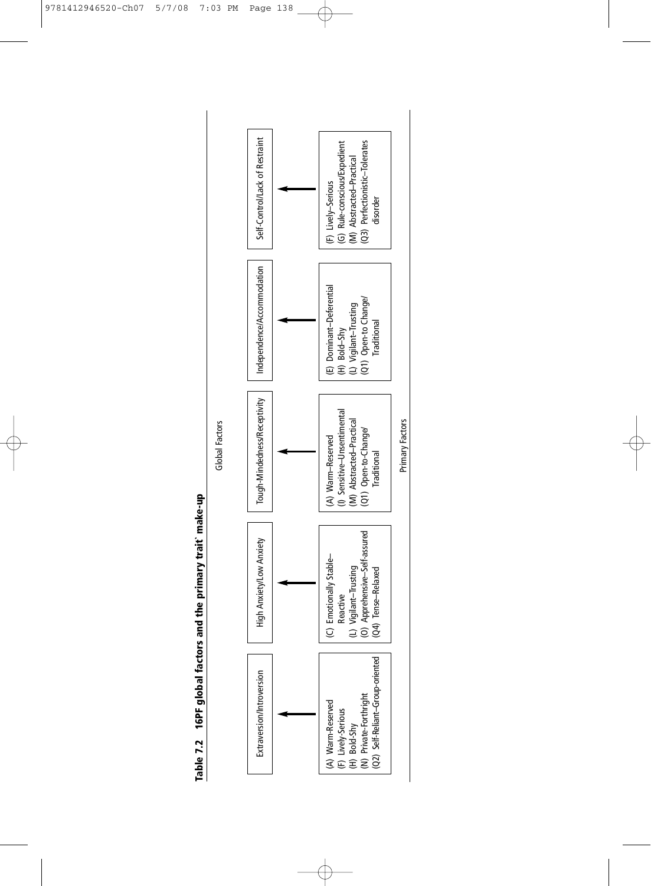**Table 7.2 16PF global factors and the primary trait* make-up**

| Global Factors | Primary Factors |
|---|---|
| Extraversion/Introversion | (A) Warm–Reserved<br>(F) Lively-Serious<br>(H) Bold-Shy<br>(N) Private-Forthright<br>(Q2) Self-Reliant–Group-oriented |
| High Anxiety/Low Anxiety | (C) Emotionally Stable–Reactive<br>(L) Vigilant–Trusting<br>(O) Apprehensive–Self-assured<br>(Q4) Tense–Relaxed |
| Tough-Mindedness/Receptivity | (A) Warm–Reserved<br>(I) Sensitive–Unsentimental<br>(M) Abstracted–Practical<br>(Q1) Open-to-Change/Traditional |
| Independence/Accommodation | (E) Dominant–Deferential<br>(H) Bold–Shy<br>(L) Vigilant–Trusting<br>(Q1) Open-to Change/Traditional |
| Self-Control/Lack of Restraint | (F) Lively–Serious<br>(G) Rule-conscious/Expedient<br>(M) Abstracted–Practical<br>(Q3) Perfectionistic–Tolerates disorder |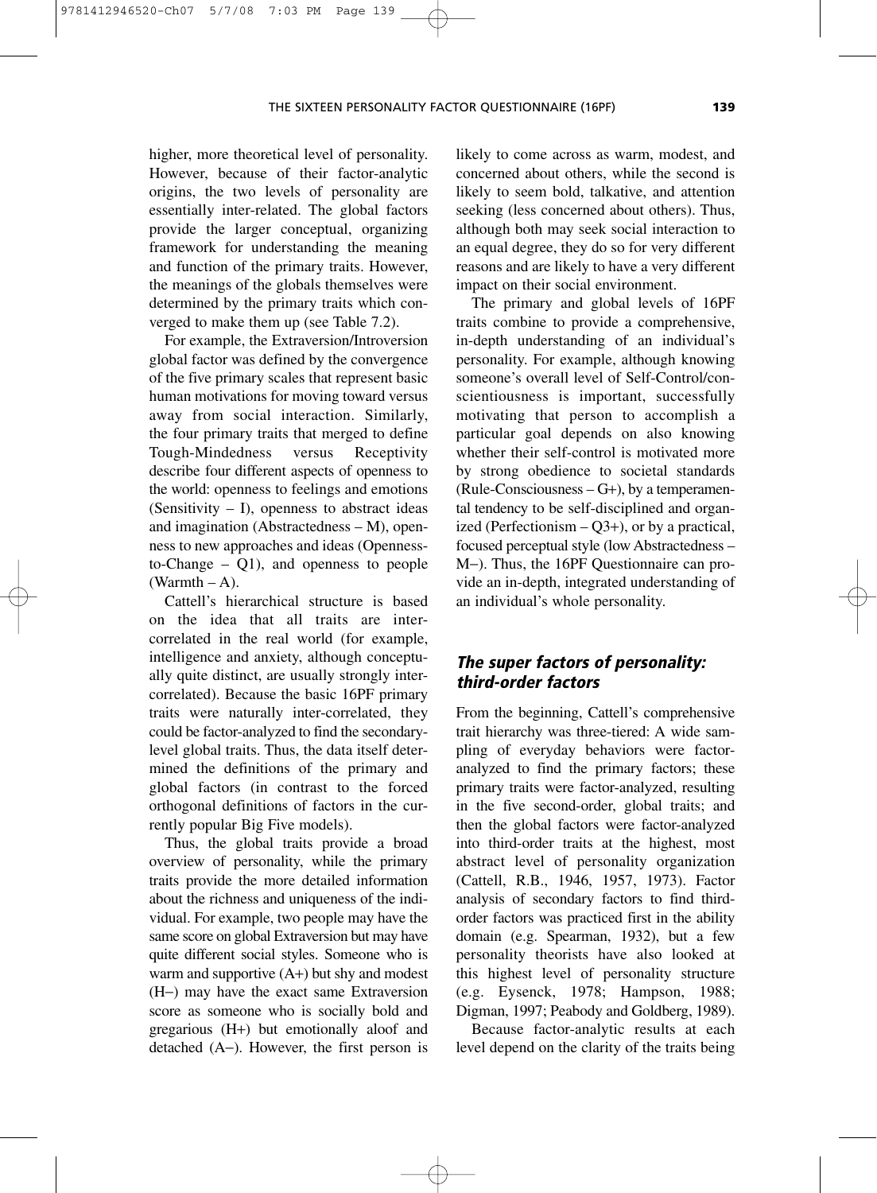higher, more theoretical level of personality. However, because of their factor-analytic origins, the two levels of personality are essentially inter-related. The global factors provide the larger conceptual, organizing framework for understanding the meaning and function of the primary traits. However, the meanings of the globals themselves were determined by the primary traits which converged to make them up (see Table 7.2).

For example, the Extraversion/Introversion global factor was defined by the convergence of the five primary scales that represent basic human motivations for moving toward versus away from social interaction. Similarly, the four primary traits that merged to define Tough-Mindedness versus Receptivity describe four different aspects of openness to the world: openness to feelings and emotions (Sensitivity – I), openness to abstract ideas and imagination (Abstractedness – M), openness to new approaches and ideas (Openness-to-Change – Q1), and openness to people (Warmth – A).

Cattell's hierarchical structure is based on the idea that all traits are inter-correlated in the real world (for example, intelligence and anxiety, although conceptually quite distinct, are usually strongly inter-correlated). Because the basic 16PF primary traits were naturally inter-correlated, they could be factor-analyzed to find the secondary-level global traits. Thus, the data itself determined the definitions of the primary and global factors (in contrast to the forced orthogonal definitions of factors in the currently popular Big Five models).

Thus, the global traits provide a broad overview of personality, while the primary traits provide the more detailed information about the richness and uniqueness of the individual. For example, two people may have the same score on global Extraversion but may have quite different social styles. Someone who is warm and supportive (A+) but shy and modest (H−) may have the exact same Extraversion score as someone who is socially bold and gregarious (H+) but emotionally aloof and detached (A−). However, the first person is likely to come across as warm, modest, and concerned about others, while the second is likely to seem bold, talkative, and attention seeking (less concerned about others). Thus, although both may seek social interaction to an equal degree, they do so for very different reasons and are likely to have a very different impact on their social environment.

The primary and global levels of 16PF traits combine to provide a comprehensive, in-depth understanding of an individual's personality. For example, although knowing someone's overall level of Self-Control/conscientiousness is important, successfully motivating that person to accomplish a particular goal depends on also knowing whether their self-control is motivated more by strong obedience to societal standards (Rule-Consciousness – G+), by a temperamental tendency to be self-disciplined and organized (Perfectionism – Q3+), or by a practical, focused perceptual style (low Abstractedness – M−). Thus, the 16PF Questionnaire can provide an in-depth, integrated understanding of an individual's whole personality.

### *The super factors of personality: third-order factors*

From the beginning, Cattell's comprehensive trait hierarchy was three-tiered: A wide sampling of everyday behaviors were factor-analyzed to find the primary factors; these primary traits were factor-analyzed, resulting in the five second-order, global traits; and then the global factors were factor-analyzed into third-order traits at the highest, most abstract level of personality organization (Cattell, R.B., 1946, 1957, 1973). Factor analysis of secondary factors to find third-order factors was practiced first in the ability domain (e.g. Spearman, 1932), but a few personality theorists have also looked at this highest level of personality structure (e.g. Eysenck, 1978; Hampson, 1988; Digman, 1997; Peabody and Goldberg, 1989).

Because factor-analytic results at each level depend on the clarity of the traits being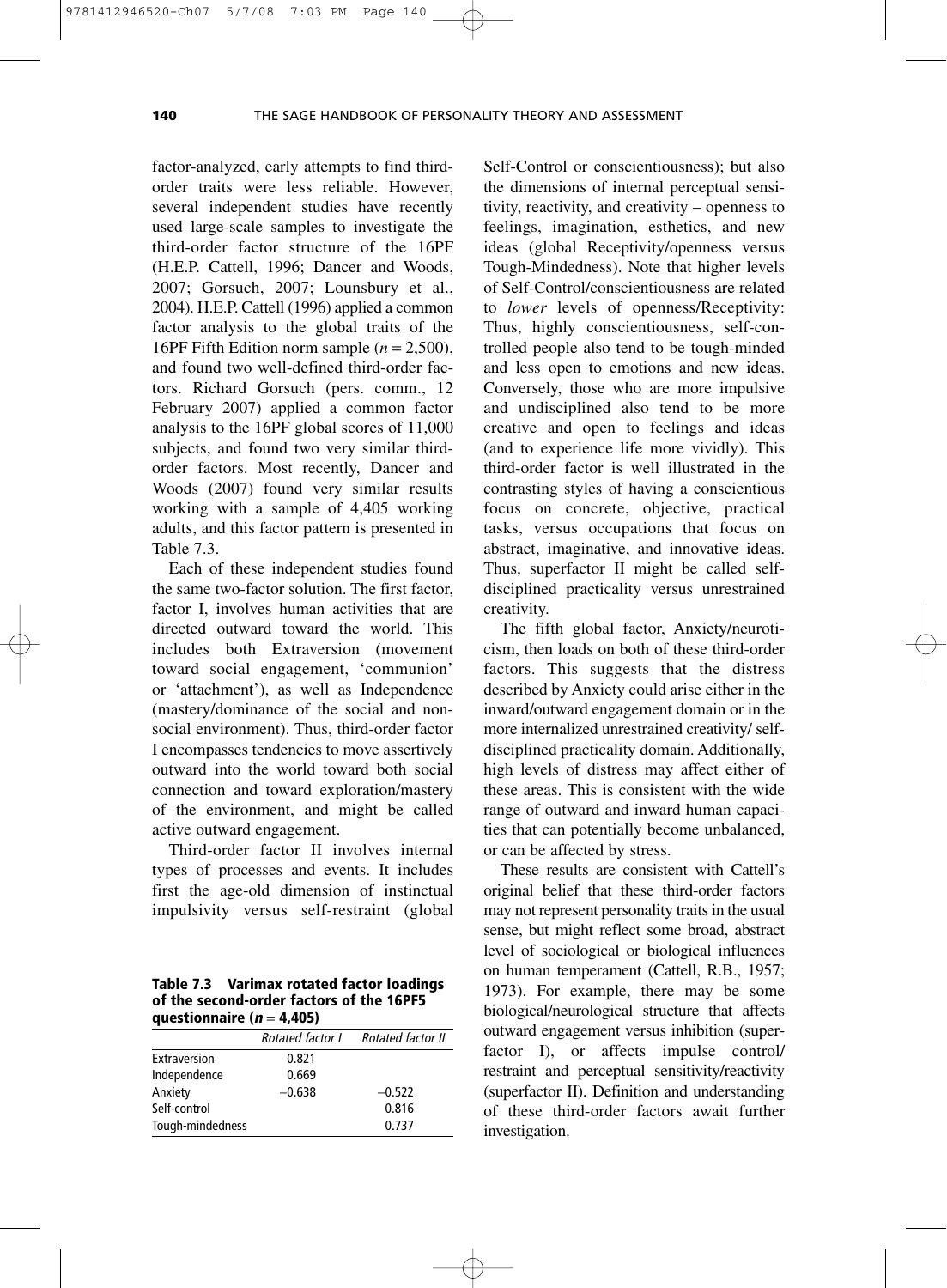factor-analyzed, early attempts to find third-order traits were less reliable. However, several independent studies have recently used large-scale samples to investigate the third-order factor structure of the 16PF (H.E.P. Cattell, 1996; Dancer and Woods, 2007; Gorsuch, 2007; Lounsbury et al., 2004). H.E.P. Cattell (1996) applied a common factor analysis to the global traits of the 16PF Fifth Edition norm sample ($n = 2{,}500$), and found two well-defined third-order factors. Richard Gorsuch (pers. comm., 12 February 2007) applied a common factor analysis to the 16PF global scores of 11,000 subjects, and found two very similar third-order factors. Most recently, Dancer and Woods (2007) found very similar results working with a sample of 4,405 working adults, and this factor pattern is presented in Table 7.3.

Each of these independent studies found the same two-factor solution. The first factor, factor I, involves human activities that are directed outward toward the world. This includes both Extraversion (movement toward social engagement, 'communion' or 'attachment'), as well as Independence (mastery/dominance of the social and non-social environment). Thus, third-order factor I encompasses tendencies to move assertively outward into the world toward both social connection and toward exploration/mastery of the environment, and might be called active outward engagement.

Third-order factor II involves internal types of processes and events. It includes first the age-old dimension of instinctual impulsivity versus self-restraint (global Self-Control or conscientiousness); but also the dimensions of internal perceptual sensitivity, reactivity, and creativity – openness to feelings, imagination, esthetics, and new ideas (global Receptivity/openness versus Tough-Mindedness). Note that higher levels of Self-Control/conscientiousness are related to *lower* levels of openness/Receptivity: Thus, highly conscientiousness, self-controlled people also tend to be tough-minded and less open to emotions and new ideas. Conversely, those who are more impulsive and undisciplined also tend to be more creative and open to feelings and ideas (and to experience life more vividly). This third-order factor is well illustrated in the contrasting styles of having a conscientious focus on concrete, objective, practical tasks, versus occupations that focus on abstract, imaginative, and innovative ideas. Thus, superfactor II might be called self-disciplined practicality versus unrestrained creativity.

The fifth global factor, Anxiety/neuroticism, then loads on both of these third-order factors. This suggests that the distress described by Anxiety could arise either in the inward/outward engagement domain or in the more internalized unrestrained creativity/ self-disciplined practicality domain. Additionally, high levels of distress may affect either of these areas. This is consistent with the wide range of outward and inward human capacities that can potentially become unbalanced, or can be affected by stress.

These results are consistent with Cattell's original belief that these third-order factors may not represent personality traits in the usual sense, but might reflect some broad, abstract level of sociological or biological influences on human temperament (Cattell, R.B., 1957; 1973). For example, there may be some biological/neurological structure that affects outward engagement versus inhibition (superfactor I), or affects impulse control/ restraint and perceptual sensitivity/reactivity (superfactor II). Definition and understanding of these third-order factors await further investigation.

**Table 7.3 Varimax rotated factor loadings of the second-order factors of the 16PF5 questionnaire ($n = 4{,}405$)**

| | *Rotated factor I* | *Rotated factor II* |
|---|---|---|
| Extraversion | 0.821 | |
| Independence | 0.669 | |
| Anxiety | −0.638 | −0.522 |
| Self-control | | 0.816 |
| Tough-mindedness | | 0.737 |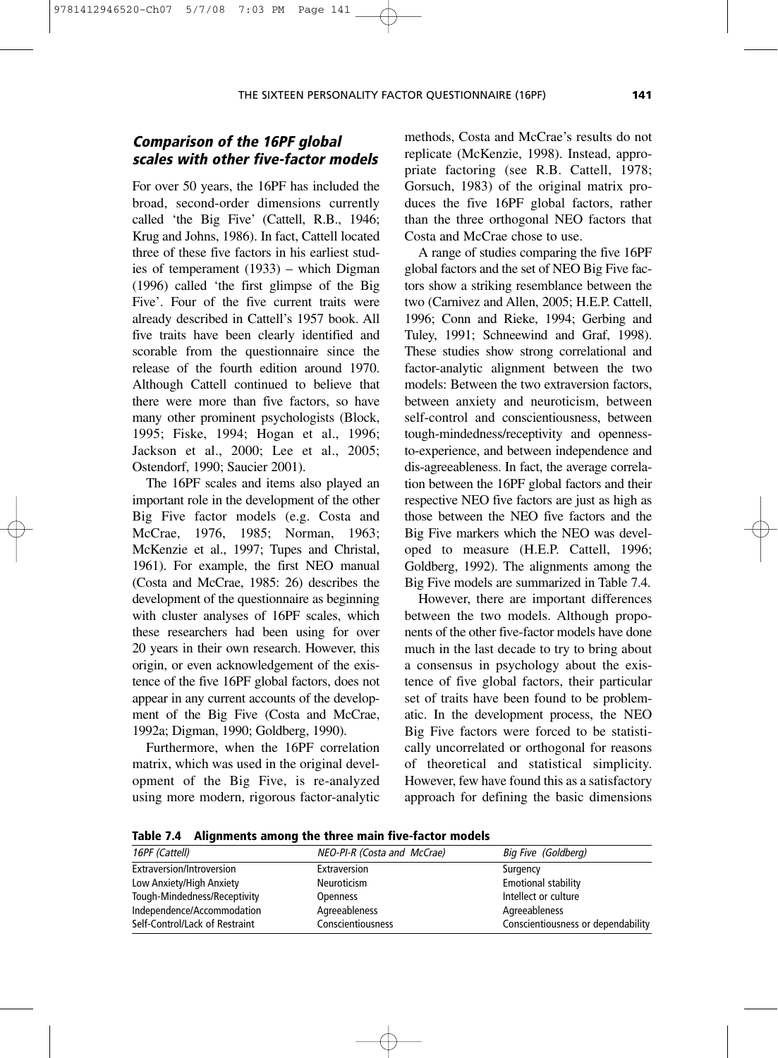### *Comparison of the 16PF global scales with other five-factor models*

For over 50 years, the 16PF has included the broad, second-order dimensions currently called 'the Big Five' (Cattell, R.B., 1946; Krug and Johns, 1986). In fact, Cattell located three of these five factors in his earliest studies of temperament (1933) – which Digman (1996) called 'the first glimpse of the Big Five'. Four of the five current traits were already described in Cattell's 1957 book. All five traits have been clearly identified and scorable from the questionnaire since the release of the fourth edition around 1970. Although Cattell continued to believe that there were more than five factors, so have many other prominent psychologists (Block, 1995; Fiske, 1994; Hogan et al., 1996; Jackson et al., 2000; Lee et al., 2005; Ostendorf, 1990; Saucier 2001).

The 16PF scales and items also played an important role in the development of the other Big Five factor models (e.g. Costa and McCrae, 1976, 1985; Norman, 1963; McKenzie et al., 1997; Tupes and Christal, 1961). For example, the first NEO manual (Costa and McCrae, 1985: 26) describes the development of the questionnaire as beginning with cluster analyses of 16PF scales, which these researchers had been using for over 20 years in their own research. However, this origin, or even acknowledgement of the existence of the five 16PF global factors, does not appear in any current accounts of the development of the Big Five (Costa and McCrae, 1992a; Digman, 1990; Goldberg, 1990).

Furthermore, when the 16PF correlation matrix, which was used in the original development of the Big Five, is re-analyzed using more modern, rigorous factor-analytic methods, Costa and McCrae's results do not replicate (McKenzie, 1998). Instead, appropriate factoring (see R.B. Cattell, 1978; Gorsuch, 1983) of the original matrix produces the five 16PF global factors, rather than the three orthogonal NEO factors that Costa and McCrae chose to use.

A range of studies comparing the five 16PF global factors and the set of NEO Big Five factors show a striking resemblance between the two (Carnivez and Allen, 2005; H.E.P. Cattell, 1996; Conn and Rieke, 1994; Gerbing and Tuley, 1991; Schneewind and Graf, 1998). These studies show strong correlational and factor-analytic alignment between the two models: Between the two extraversion factors, between anxiety and neuroticism, between self-control and conscientiousness, between tough-mindedness/receptivity and openness-to-experience, and between independence and dis-agreeableness. In fact, the average correlation between the 16PF global factors and their respective NEO five factors are just as high as those between the NEO five factors and the Big Five markers which the NEO was developed to measure (H.E.P. Cattell, 1996; Goldberg, 1992). The alignments among the Big Five models are summarized in Table 7.4.

However, there are important differences between the two models. Although proponents of the other five-factor models have done much in the last decade to try to bring about a consensus in psychology about the existence of five global factors, their particular set of traits have been found to be problematic. In the development process, the NEO Big Five factors were forced to be statistically uncorrelated or orthogonal for reasons of theoretical and statistical simplicity. However, few have found this as a satisfactory approach for defining the basic dimensions

**Table 7.4 Alignments among the three main five-factor models**

| *16PF (Cattell)* | *NEO-PI-R (Costa and McCrae)* | *Big Five (Goldberg)* |
|---|---|---|
| Extraversion/Introversion | Extraversion | Surgency |
| Low Anxiety/High Anxiety | Neuroticism | Emotional stability |
| Tough-Mindedness/Receptivity | Openness | Intellect or culture |
| Independence/Accommodation | Agreeableness | Agreeableness |
| Self-Control/Lack of Restraint | Conscientiousness | Conscientiousness or dependability |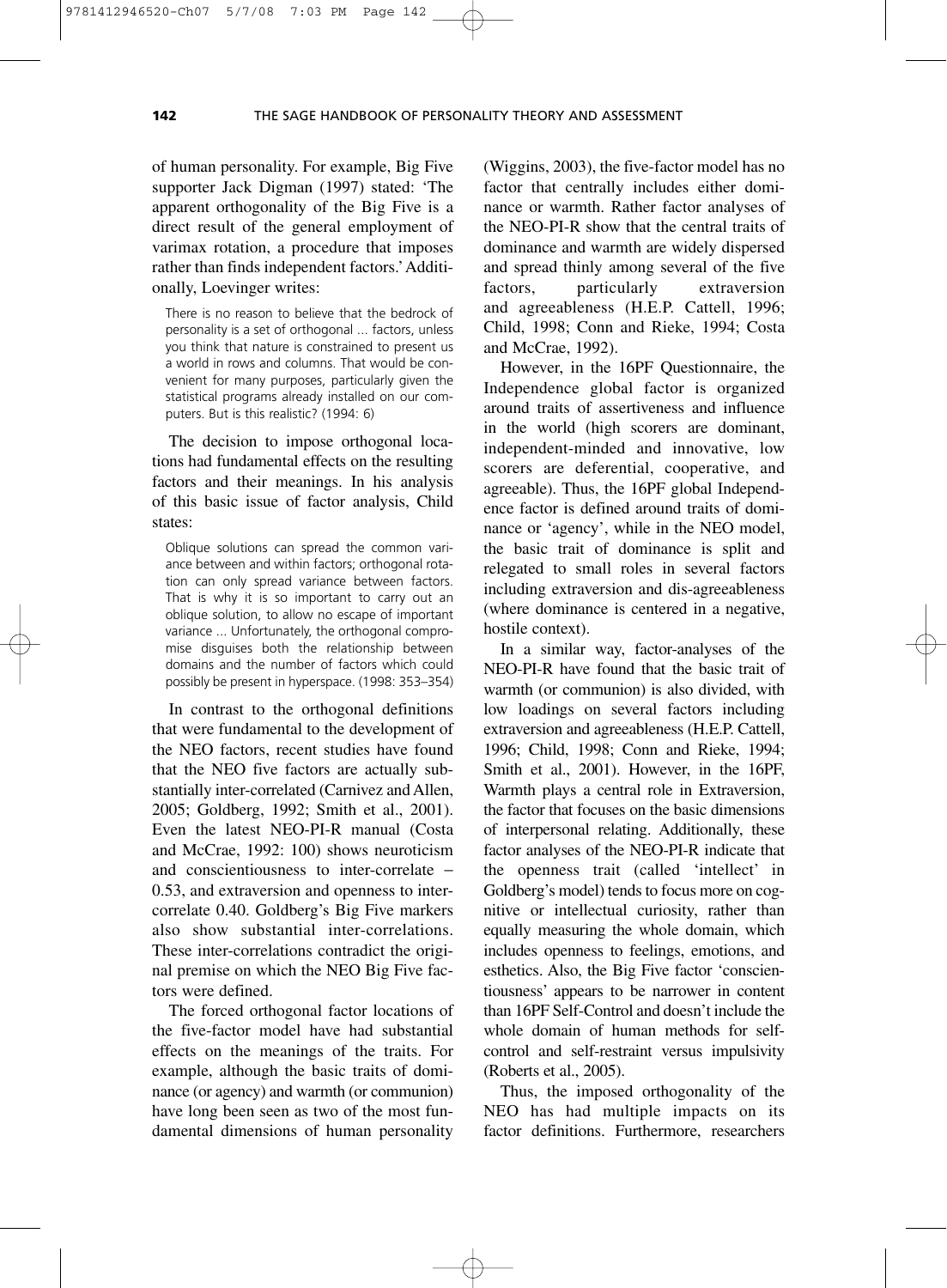of human personality. For example, Big Five supporter Jack Digman (1997) stated: 'The apparent orthogonality of the Big Five is a direct result of the general employment of varimax rotation, a procedure that imposes rather than finds independent factors.' Additionally, Loevinger writes:

> There is no reason to believe that the bedrock of personality is a set of orthogonal ... factors, unless you think that nature is constrained to present us a world in rows and columns. That would be convenient for many purposes, particularly given the statistical programs already installed on our computers. But is this realistic? (1994: 6)

The decision to impose orthogonal locations had fundamental effects on the resulting factors and their meanings. In his analysis of this basic issue of factor analysis, Child states:

> Oblique solutions can spread the common variance between and within factors; orthogonal rotation can only spread variance between factors. That is why it is so important to carry out an oblique solution, to allow no escape of important variance ... Unfortunately, the orthogonal compromise disguises both the relationship between domains and the number of factors which could possibly be present in hyperspace. (1998: 353–354)

In contrast to the orthogonal definitions that were fundamental to the development of the NEO factors, recent studies have found that the NEO five factors are actually substantially inter-correlated (Carnivez and Allen, 2005; Goldberg, 1992; Smith et al., 2001). Even the latest NEO-PI-R manual (Costa and McCrae, 1992: 100) shows neuroticism and conscientiousness to inter-correlate −0.53, and extraversion and openness to inter-correlate 0.40. Goldberg's Big Five markers also show substantial inter-correlations. These inter-correlations contradict the original premise on which the NEO Big Five factors were defined.

The forced orthogonal factor locations of the five-factor model have had substantial effects on the meanings of the traits. For example, although the basic traits of dominance (or agency) and warmth (or communion) have long been seen as two of the most fundamental dimensions of human personality (Wiggins, 2003), the five-factor model has no factor that centrally includes either dominance or warmth. Rather factor analyses of the NEO-PI-R show that the central traits of dominance and warmth are widely dispersed and spread thinly among several of the five factors, particularly extraversion and agreeableness (H.E.P. Cattell, 1996; Child, 1998; Conn and Rieke, 1994; Costa and McCrae, 1992).

However, in the 16PF Questionnaire, the Independence global factor is organized around traits of assertiveness and influence in the world (high scorers are dominant, independent-minded and innovative, low scorers are deferential, cooperative, and agreeable). Thus, the 16PF global Independence factor is defined around traits of dominance or 'agency', while in the NEO model, the basic trait of dominance is split and relegated to small roles in several factors including extraversion and dis-agreeableness (where dominance is centered in a negative, hostile context).

In a similar way, factor-analyses of the NEO-PI-R have found that the basic trait of warmth (or communion) is also divided, with low loadings on several factors including extraversion and agreeableness (H.E.P. Cattell, 1996; Child, 1998; Conn and Rieke, 1994; Smith et al., 2001). However, in the 16PF, Warmth plays a central role in Extraversion, the factor that focuses on the basic dimensions of interpersonal relating. Additionally, these factor analyses of the NEO-PI-R indicate that the openness trait (called 'intellect' in Goldberg's model) tends to focus more on cognitive or intellectual curiosity, rather than equally measuring the whole domain, which includes openness to feelings, emotions, and esthetics. Also, the Big Five factor 'conscientiousness' appears to be narrower in content than 16PF Self-Control and doesn't include the whole domain of human methods for self-control and self-restraint versus impulsivity (Roberts et al., 2005).

Thus, the imposed orthogonality of the NEO has had multiple impacts on its factor definitions. Furthermore, researchers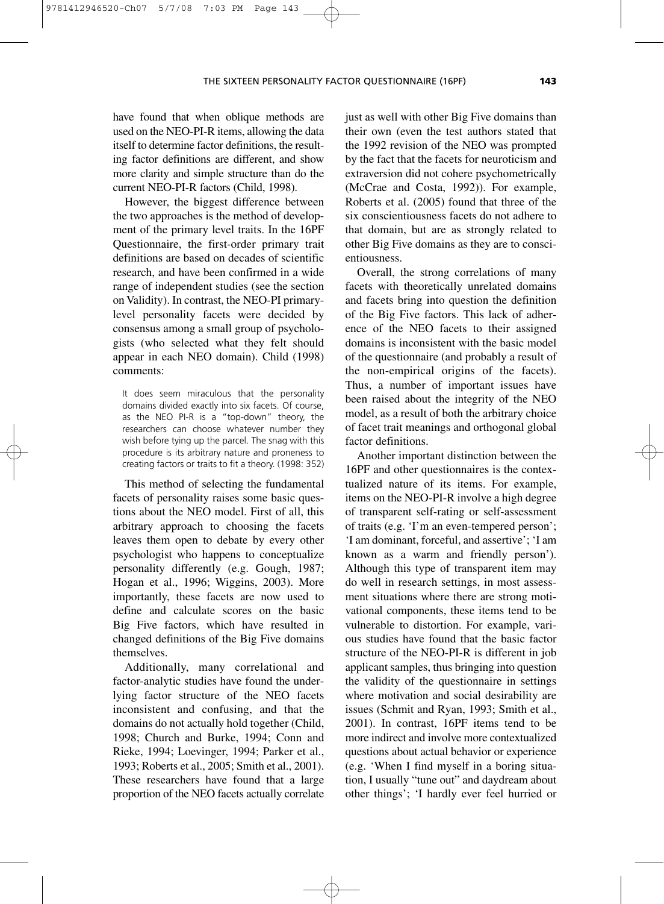have found that when oblique methods are used on the NEO-PI-R items, allowing the data itself to determine factor definitions, the resulting factor definitions are different, and show more clarity and simple structure than do the current NEO-PI-R factors (Child, 1998).

However, the biggest difference between the two approaches is the method of development of the primary level traits. In the 16PF Questionnaire, the first-order primary trait definitions are based on decades of scientific research, and have been confirmed in a wide range of independent studies (see the section on Validity). In contrast, the NEO-PI primary-level personality facets were decided by consensus among a small group of psychologists (who selected what they felt should appear in each NEO domain). Child (1998) comments:

> It does seem miraculous that the personality domains divided exactly into six facets. Of course, as the NEO PI-R is a "top-down" theory, the researchers can choose whatever number they wish before tying up the parcel. The snag with this procedure is its arbitrary nature and proneness to creating factors or traits to fit a theory. (1998: 352)

This method of selecting the fundamental facets of personality raises some basic questions about the NEO model. First of all, this arbitrary approach to choosing the facets leaves them open to debate by every other psychologist who happens to conceptualize personality differently (e.g. Gough, 1987; Hogan et al., 1996; Wiggins, 2003). More importantly, these facets are now used to define and calculate scores on the basic Big Five factors, which have resulted in changed definitions of the Big Five domains themselves.

Additionally, many correlational and factor-analytic studies have found the underlying factor structure of the NEO facets inconsistent and confusing, and that the domains do not actually hold together (Child, 1998; Church and Burke, 1994; Conn and Rieke, 1994; Loevinger, 1994; Parker et al., 1993; Roberts et al., 2005; Smith et al., 2001). These researchers have found that a large proportion of the NEO facets actually correlate just as well with other Big Five domains than their own (even the test authors stated that the 1992 revision of the NEO was prompted by the fact that the facets for neuroticism and extraversion did not cohere psychometrically (McCrae and Costa, 1992)). For example, Roberts et al. (2005) found that three of the six conscientiousness facets do not adhere to that domain, but are as strongly related to other Big Five domains as they are to conscientiousness.

Overall, the strong correlations of many facets with theoretically unrelated domains and facets bring into question the definition of the Big Five factors. This lack of adherence of the NEO facets to their assigned domains is inconsistent with the basic model of the questionnaire (and probably a result of the non-empirical origins of the facets). Thus, a number of important issues have been raised about the integrity of the NEO model, as a result of both the arbitrary choice of facet trait meanings and orthogonal global factor definitions.

Another important distinction between the 16PF and other questionnaires is the contextualized nature of its items. For example, items on the NEO-PI-R involve a high degree of transparent self-rating or self-assessment of traits (e.g. 'I'm an even-tempered person'; 'I am dominant, forceful, and assertive'; 'I am known as a warm and friendly person'). Although this type of transparent item may do well in research settings, in most assessment situations where there are strong motivational components, these items tend to be vulnerable to distortion. For example, various studies have found that the basic factor structure of the NEO-PI-R is different in job applicant samples, thus bringing into question the validity of the questionnaire in settings where motivation and social desirability are issues (Schmit and Ryan, 1993; Smith et al., 2001). In contrast, 16PF items tend to be more indirect and involve more contextualized questions about actual behavior or experience (e.g. 'When I find myself in a boring situation, I usually "tune out" and daydream about other things'; 'I hardly ever feel hurried or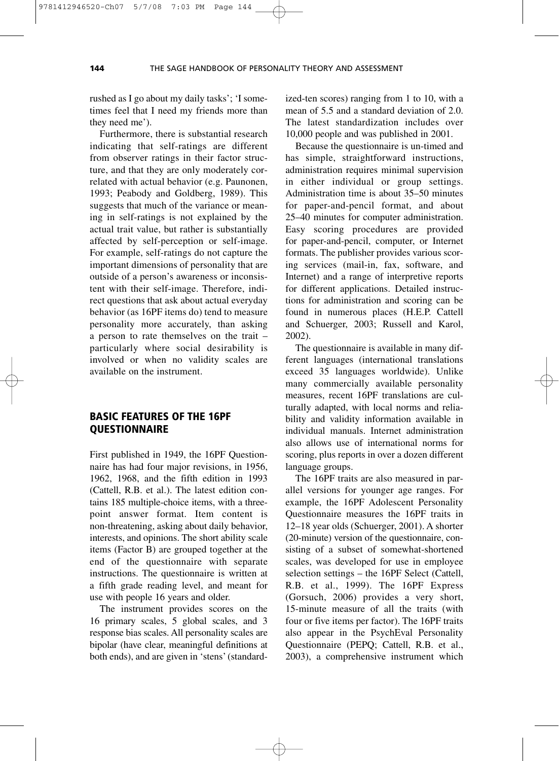rushed as I go about my daily tasks'; 'I sometimes feel that I need my friends more than they need me').

Furthermore, there is substantial research indicating that self-ratings are different from observer ratings in their factor structure, and that they are only moderately correlated with actual behavior (e.g. Paunonen, 1993; Peabody and Goldberg, 1989). This suggests that much of the variance or meaning in self-ratings is not explained by the actual trait value, but rather is substantially affected by self-perception or self-image. For example, self-ratings do not capture the important dimensions of personality that are outside of a person's awareness or inconsistent with their self-image. Therefore, indirect questions that ask about actual everyday behavior (as 16PF items do) tend to measure personality more accurately, than asking a person to rate themselves on the trait – particularly where social desirability is involved or when no validity scales are available on the instrument.

## BASIC FEATURES OF THE 16PF QUESTIONNAIRE

First published in 1949, the 16PF Questionnaire has had four major revisions, in 1956, 1962, 1968, and the fifth edition in 1993 (Cattell, R.B. et al.). The latest edition contains 185 multiple-choice items, with a three-point answer format. Item content is non-threatening, asking about daily behavior, interests, and opinions. The short ability scale items (Factor B) are grouped together at the end of the questionnaire with separate instructions. The questionnaire is written at a fifth grade reading level, and meant for use with people 16 years and older.

The instrument provides scores on the 16 primary scales, 5 global scales, and 3 response bias scales. All personality scales are bipolar (have clear, meaningful definitions at both ends), and are given in 'stens' (standardized-ten scores) ranging from 1 to 10, with a mean of 5.5 and a standard deviation of 2.0. The latest standardization includes over 10,000 people and was published in 2001.

Because the questionnaire is un-timed and has simple, straightforward instructions, administration requires minimal supervision in either individual or group settings. Administration time is about 35–50 minutes for paper-and-pencil format, and about 25–40 minutes for computer administration. Easy scoring procedures are provided for paper-and-pencil, computer, or Internet formats. The publisher provides various scoring services (mail-in, fax, software, and Internet) and a range of interpretive reports for different applications. Detailed instructions for administration and scoring can be found in numerous places (H.E.P. Cattell and Schuerger, 2003; Russell and Karol, 2002).

The questionnaire is available in many different languages (international translations exceed 35 languages worldwide). Unlike many commercially available personality measures, recent 16PF translations are culturally adapted, with local norms and reliability and validity information available in individual manuals. Internet administration also allows use of international norms for scoring, plus reports in over a dozen different language groups.

The 16PF traits are also measured in parallel versions for younger age ranges. For example, the 16PF Adolescent Personality Questionnaire measures the 16PF traits in 12–18 year olds (Schuerger, 2001). A shorter (20-minute) version of the questionnaire, consisting of a subset of somewhat-shortened scales, was developed for use in employee selection settings – the 16PF Select (Cattell, R.B. et al., 1999). The 16PF Express (Gorsuch, 2006) provides a very short, 15-minute measure of all the traits (with four or five items per factor). The 16PF traits also appear in the PsychEval Personality Questionnaire (PEPQ; Cattell, R.B. et al., 2003), a comprehensive instrument which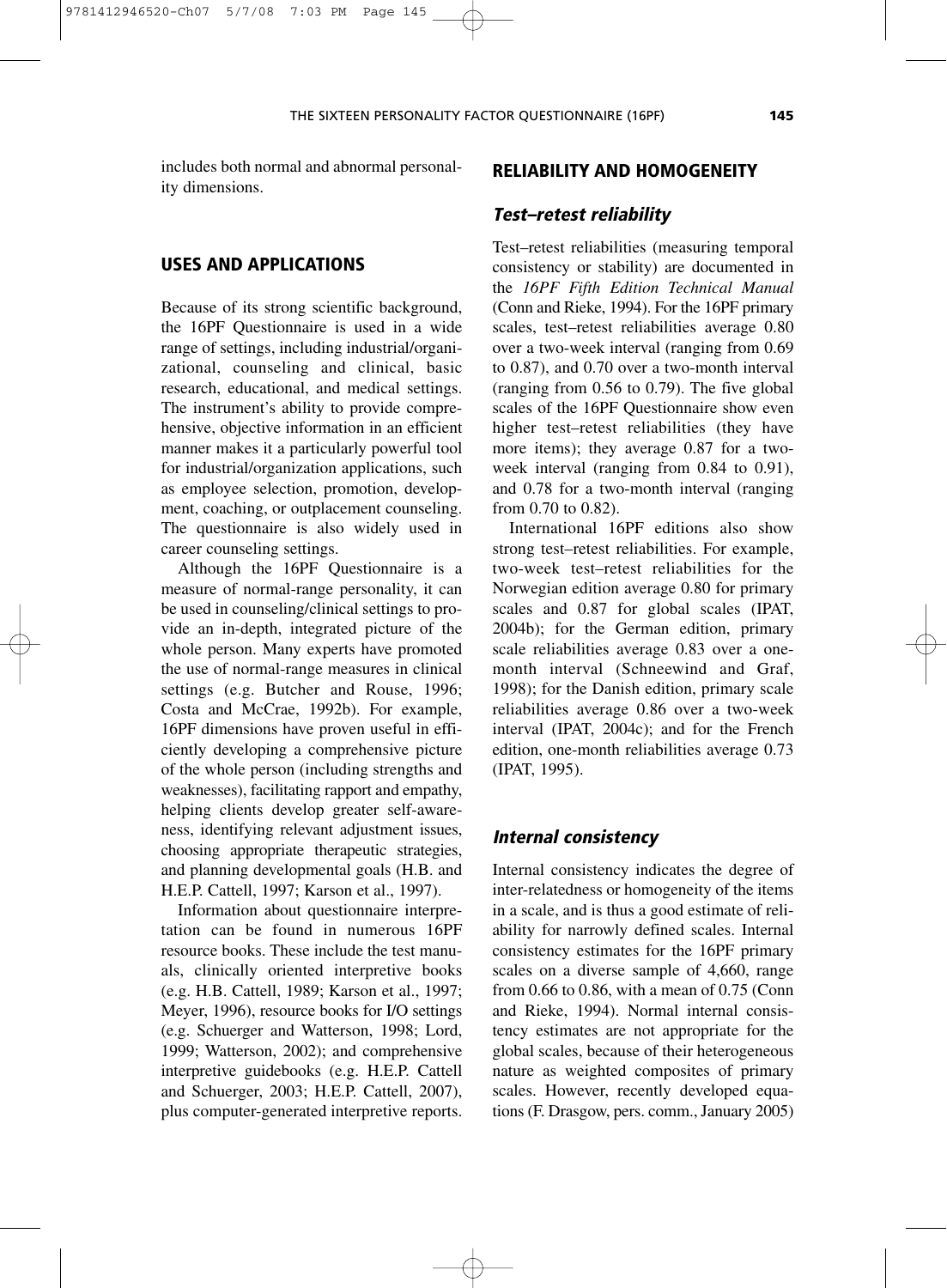includes both normal and abnormal personality dimensions.

## USES AND APPLICATIONS

Because of its strong scientific background, the 16PF Questionnaire is used in a wide range of settings, including industrial/organizational, counseling and clinical, basic research, educational, and medical settings. The instrument's ability to provide comprehensive, objective information in an efficient manner makes it a particularly powerful tool for industrial/organization applications, such as employee selection, promotion, development, coaching, or outplacement counseling. The questionnaire is also widely used in career counseling settings.

Although the 16PF Questionnaire is a measure of normal-range personality, it can be used in counseling/clinical settings to provide an in-depth, integrated picture of the whole person. Many experts have promoted the use of normal-range measures in clinical settings (e.g. Butcher and Rouse, 1996; Costa and McCrae, 1992b). For example, 16PF dimensions have proven useful in efficiently developing a comprehensive picture of the whole person (including strengths and weaknesses), facilitating rapport and empathy, helping clients develop greater self-awareness, identifying relevant adjustment issues, choosing appropriate therapeutic strategies, and planning developmental goals (H.B. and H.E.P. Cattell, 1997; Karson et al., 1997).

Information about questionnaire interpretation can be found in numerous 16PF resource books. These include the test manuals, clinically oriented interpretive books (e.g. H.B. Cattell, 1989; Karson et al., 1997; Meyer, 1996), resource books for I/O settings (e.g. Schuerger and Watterson, 1998; Lord, 1999; Watterson, 2002); and comprehensive interpretive guidebooks (e.g. H.E.P. Cattell and Schuerger, 2003; H.E.P. Cattell, 2007), plus computer-generated interpretive reports.

## RELIABILITY AND HOMOGENEITY

### *Test–retest reliability*

Test–retest reliabilities (measuring temporal consistency or stability) are documented in the *16PF Fifth Edition Technical Manual* (Conn and Rieke, 1994). For the 16PF primary scales, test–retest reliabilities average 0.80 over a two-week interval (ranging from 0.69 to 0.87), and 0.70 over a two-month interval (ranging from 0.56 to 0.79). The five global scales of the 16PF Questionnaire show even higher test–retest reliabilities (they have more items); they average 0.87 for a two-week interval (ranging from 0.84 to 0.91), and 0.78 for a two-month interval (ranging from 0.70 to 0.82).

International 16PF editions also show strong test–retest reliabilities. For example, two-week test–retest reliabilities for the Norwegian edition average 0.80 for primary scales and 0.87 for global scales (IPAT, 2004b); for the German edition, primary scale reliabilities average 0.83 over a one-month interval (Schneewind and Graf, 1998); for the Danish edition, primary scale reliabilities average 0.86 over a two-week interval (IPAT, 2004c); and for the French edition, one-month reliabilities average 0.73 (IPAT, 1995).

### *Internal consistency*

Internal consistency indicates the degree of inter-relatedness or homogeneity of the items in a scale, and is thus a good estimate of reliability for narrowly defined scales. Internal consistency estimates for the 16PF primary scales on a diverse sample of 4,660, range from 0.66 to 0.86, with a mean of 0.75 (Conn and Rieke, 1994). Normal internal consistency estimates are not appropriate for the global scales, because of their heterogeneous nature as weighted composites of primary scales. However, recently developed equations (F. Drasgow, pers. comm., January 2005)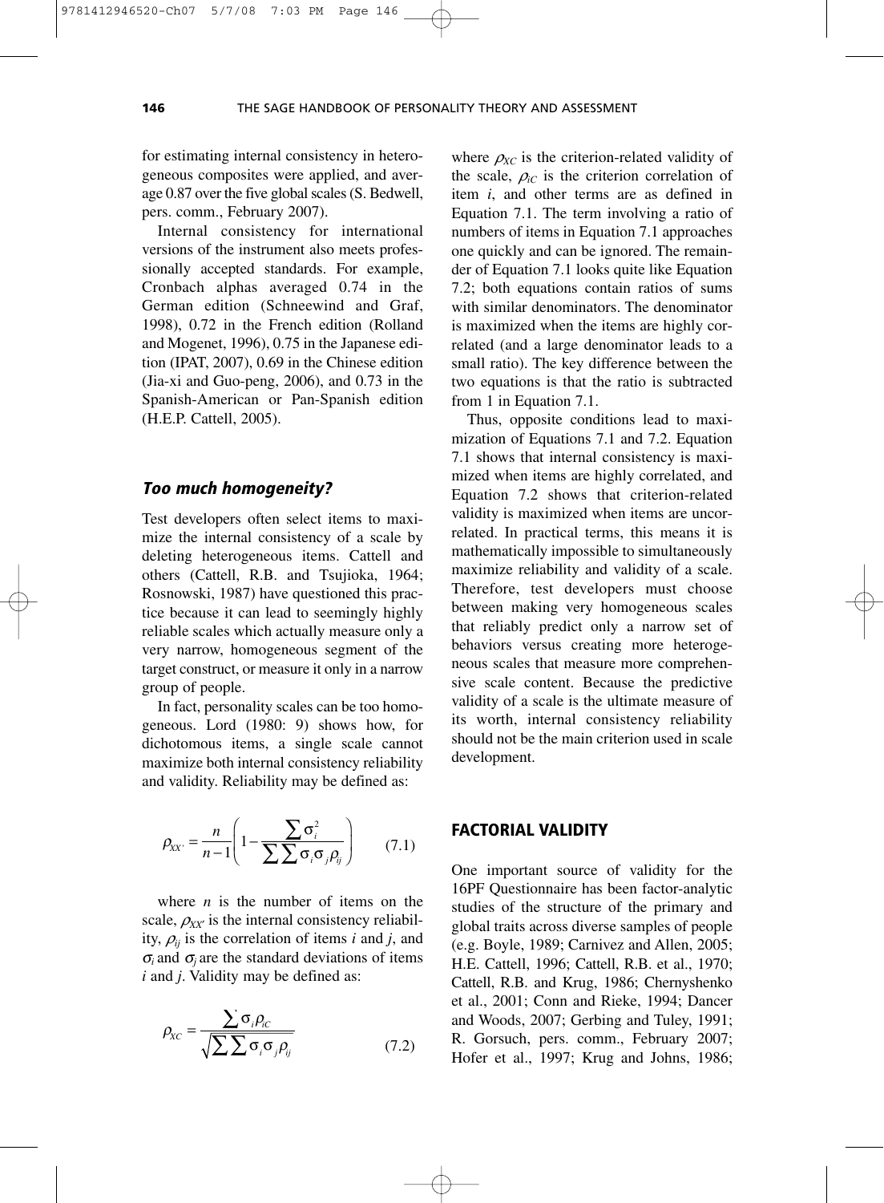for estimating internal consistency in heterogeneous composites were applied, and average 0.87 over the five global scales (S. Bedwell, pers. comm., February 2007).

Internal consistency for international versions of the instrument also meets professionally accepted standards. For example, Cronbach alphas averaged 0.74 in the German edition (Schneewind and Graf, 1998), 0.72 in the French edition (Rolland and Mogenet, 1996), 0.75 in the Japanese edition (IPAT, 2007), 0.69 in the Chinese edition (Jia-xi and Guo-peng, 2006), and 0.73 in the Spanish-American or Pan-Spanish edition (H.E.P. Cattell, 2005).

### *Too much homogeneity?*

Test developers often select items to maximize the internal consistency of a scale by deleting heterogeneous items. Cattell and others (Cattell, R.B. and Tsujioka, 1964; Rosnowski, 1987) have questioned this practice because it can lead to seemingly highly reliable scales which actually measure only a very narrow, homogeneous segment of the target construct, or measure it only in a narrow group of people.

In fact, personality scales can be too homogeneous. Lord (1980: 9) shows how, for dichotomous items, a single scale cannot maximize both internal consistency reliability and validity. Reliability may be defined as:

$$\rho_{XX'} = \frac{n}{n-1}\left(1 - \frac{\sum \sigma_i^2}{\sum\sum \sigma_i \sigma_j \rho_{ij}}\right) \qquad (7.1)$$

where $n$ is the number of items on the scale, $\rho_{XX'}$ is the internal consistency reliability, $\rho_{ij}$ is the correlation of items $i$ and $j$, and $\sigma_i$ and $\sigma_j$ are the standard deviations of items $i$ and $j$. Validity may be defined as:

$$\rho_{XC} = \frac{\sum \sigma_i \rho_{iC}}{\sqrt{\sum\sum \sigma_i \sigma_j \rho_{ij}}} \qquad (7.2)$$

where $\rho_{XC}$ is the criterion-related validity of the scale, $\rho_{iC}$ is the criterion correlation of item $i$, and other terms are as defined in Equation 7.1. The term involving a ratio of numbers of items in Equation 7.1 approaches one quickly and can be ignored. The remainder of Equation 7.1 looks quite like Equation 7.2; both equations contain ratios of sums with similar denominators. The denominator is maximized when the items are highly correlated (and a large denominator leads to a small ratio). The key difference between the two equations is that the ratio is subtracted from 1 in Equation 7.1.

Thus, opposite conditions lead to maximization of Equations 7.1 and 7.2. Equation 7.1 shows that internal consistency is maximized when items are highly correlated, and Equation 7.2 shows that criterion-related validity is maximized when items are uncorrelated. In practical terms, this means it is mathematically impossible to simultaneously maximize reliability and validity of a scale. Therefore, test developers must choose between making very homogeneous scales that reliably predict only a narrow set of behaviors versus creating more heterogeneous scales that measure more comprehensive scale content. Because the predictive validity of a scale is the ultimate measure of its worth, internal consistency reliability should not be the main criterion used in scale development.

## FACTORIAL VALIDITY

One important source of validity for the 16PF Questionnaire has been factor-analytic studies of the structure of the primary and global traits across diverse samples of people (e.g. Boyle, 1989; Carnivez and Allen, 2005; H.E. Cattell, 1996; Cattell, R.B. et al., 1970; Cattell, R.B. and Krug, 1986; Chernyshenko et al., 2001; Conn and Rieke, 1994; Dancer and Woods, 2007; Gerbing and Tuley, 1991; R. Gorsuch, pers. comm., February 2007; Hofer et al., 1997; Krug and Johns, 1986;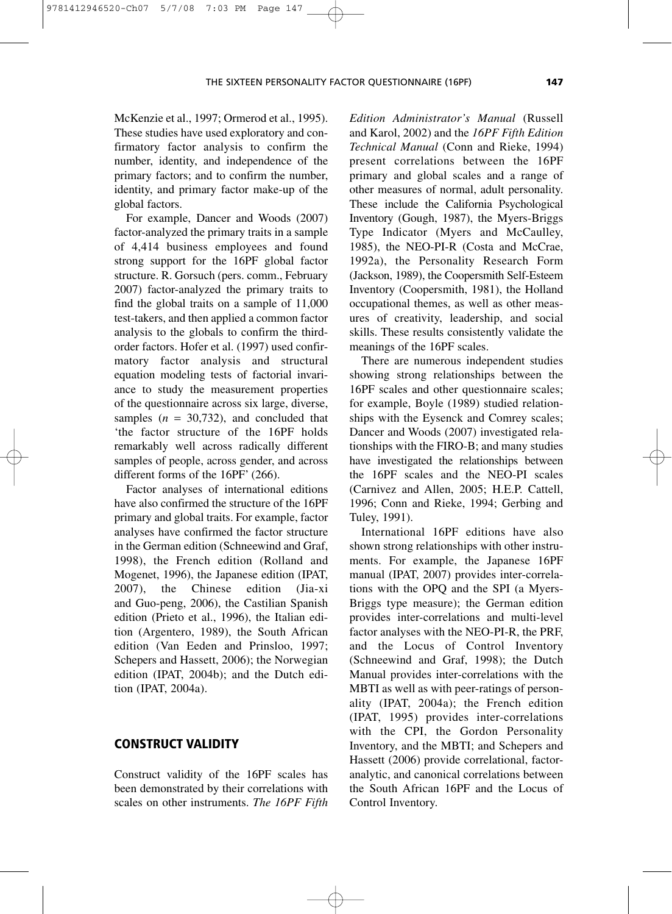McKenzie et al., 1997; Ormerod et al., 1995). These studies have used exploratory and confirmatory factor analysis to confirm the number, identity, and independence of the primary factors; and to confirm the number, identity, and primary factor make-up of the global factors.

For example, Dancer and Woods (2007) factor-analyzed the primary traits in a sample of 4,414 business employees and found strong support for the 16PF global factor structure. R. Gorsuch (pers. comm., February 2007) factor-analyzed the primary traits to find the global traits on a sample of 11,000 test-takers, and then applied a common factor analysis to the globals to confirm the third-order factors. Hofer et al. (1997) used confirmatory factor analysis and structural equation modeling tests of factorial invariance to study the measurement properties of the questionnaire across six large, diverse, samples ($n$ = 30,732), and concluded that 'the factor structure of the 16PF holds remarkably well across radically different samples of people, across gender, and across different forms of the 16PF' (266).

Factor analyses of international editions have also confirmed the structure of the 16PF primary and global traits. For example, factor analyses have confirmed the factor structure in the German edition (Schneewind and Graf, 1998), the French edition (Rolland and Mogenet, 1996), the Japanese edition (IPAT, 2007), the Chinese edition (Jia-xi and Guo-peng, 2006), the Castilian Spanish edition (Prieto et al., 1996), the Italian edition (Argentero, 1989), the South African edition (Van Eeden and Prinsloo, 1997; Schepers and Hassett, 2006); the Norwegian edition (IPAT, 2004b); and the Dutch edition (IPAT, 2004a).

## CONSTRUCT VALIDITY

Construct validity of the 16PF scales has been demonstrated by their correlations with scales on other instruments. *The 16PF Fifth Edition Administrator's Manual* (Russell and Karol, 2002) and the *16PF Fifth Edition Technical Manual* (Conn and Rieke, 1994) present correlations between the 16PF primary and global scales and a range of other measures of normal, adult personality. These include the California Psychological Inventory (Gough, 1987), the Myers-Briggs Type Indicator (Myers and McCaulley, 1985), the NEO-PI-R (Costa and McCrae, 1992a), the Personality Research Form (Jackson, 1989), the Coopersmith Self-Esteem Inventory (Coopersmith, 1981), the Holland occupational themes, as well as other measures of creativity, leadership, and social skills. These results consistently validate the meanings of the 16PF scales.

There are numerous independent studies showing strong relationships between the 16PF scales and other questionnaire scales; for example, Boyle (1989) studied relationships with the Eysenck and Comrey scales; Dancer and Woods (2007) investigated relationships with the FIRO-B; and many studies have investigated the relationships between the 16PF scales and the NEO-PI scales (Carnivez and Allen, 2005; H.E.P. Cattell, 1996; Conn and Rieke, 1994; Gerbing and Tuley, 1991).

International 16PF editions have also shown strong relationships with other instruments. For example, the Japanese 16PF manual (IPAT, 2007) provides inter-correlations with the OPQ and the SPI (a Myers-Briggs type measure); the German edition provides inter-correlations and multi-level factor analyses with the NEO-PI-R, the PRF, and the Locus of Control Inventory (Schneewind and Graf, 1998); the Dutch Manual provides inter-correlations with the MBTI as well as with peer-ratings of personality (IPAT, 2004a); the French edition (IPAT, 1995) provides inter-correlations with the CPI, the Gordon Personality Inventory, and the MBTI; and Schepers and Hassett (2006) provide correlational, factor-analytic, and canonical correlations between the South African 16PF and the Locus of Control Inventory.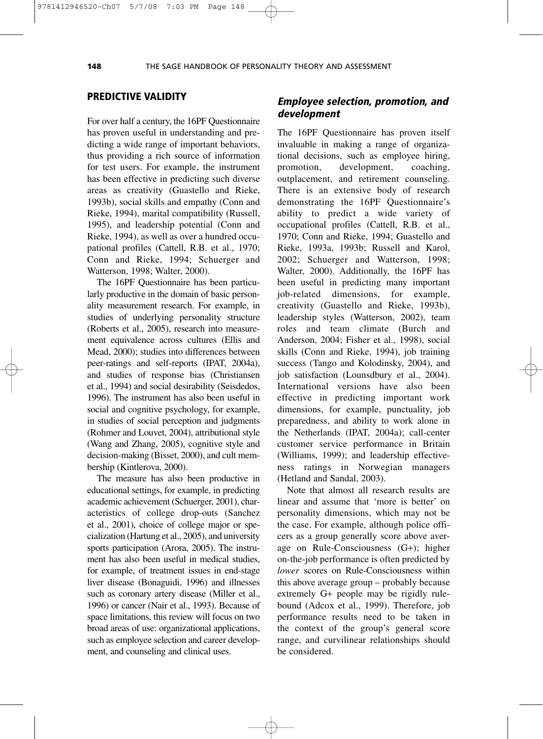## PREDICTIVE VALIDITY

For over half a century, the 16PF Questionnaire has proven useful in understanding and predicting a wide range of important behaviors, thus providing a rich source of information for test users. For example, the instrument has been effective in predicting such diverse areas as creativity (Guastello and Rieke, 1993b), social skills and empathy (Conn and Rieke, 1994), marital compatibility (Russell, 1995), and leadership potential (Conn and Rieke, 1994), as well as over a hundred occupational profiles (Cattell, R.B. et al., 1970; Conn and Rieke, 1994; Schuerger and Watterson, 1998; Walter, 2000).

The 16PF Questionnaire has been particularly productive in the domain of basic personality measurement research. For example, in studies of underlying personality structure (Roberts et al., 2005), research into measurement equivalence across cultures (Ellis and Mead, 2000); studies into differences between peer-ratings and self-reports (IPAT, 2004a), and studies of response bias (Christiansen et al., 1994) and social desirability (Seisdedos, 1996). The instrument has also been useful in social and cognitive psychology, for example, in studies of social perception and judgments (Rohmer and Louvet, 2004), attributional style (Wang and Zhang, 2005), cognitive style and decision-making (Bisset, 2000), and cult membership (Kintlerova, 2000).

The measure has also been productive in educational settings, for example, in predicting academic achievement (Schuerger, 2001), characteristics of college drop-outs (Sanchez et al., 2001), choice of college major or specialization (Hartung et al., 2005), and university sports participation (Arora, 2005). The instrument has also been useful in medical studies, for example, of treatment issues in end-stage liver disease (Bonaguidi, 1996) and illnesses such as coronary artery disease (Miller et al., 1996) or cancer (Nair et al., 1993). Because of space limitations, this review will focus on two broad areas of use: organizational applications, such as employee selection and career development, and counseling and clinical uses.

### *Employee selection, promotion, and development*

The 16PF Questionnaire has proven itself invaluable in making a range of organizational decisions, such as employee hiring, promotion, development, coaching, outplacement, and retirement counseling. There is an extensive body of research demonstrating the 16PF Questionnaire's ability to predict a wide variety of occupational profiles (Cattell, R.B. et al., 1970; Conn and Rieke, 1994; Guastello and Rieke, 1993a, 1993b; Russell and Karol, 2002; Schuerger and Watterson, 1998; Walter, 2000). Additionally, the 16PF has been useful in predicting many important job-related dimensions, for example, creativity (Guastello and Rieke, 1993b), leadership styles (Watterson, 2002), team roles and team climate (Burch and Anderson, 2004; Fisher et al., 1998), social skills (Conn and Rieke, 1994), job training success (Tango and Kolodinsky, 2004), and job satisfaction (Lounsdbury et al., 2004). International versions have also been effective in predicting important work dimensions, for example, punctuality, job preparedness, and ability to work alone in the Netherlands (IPAT, 2004a); call-center customer service performance in Britain (Williams, 1999); and leadership effectiveness ratings in Norwegian managers (Hetland and Sandal, 2003).

Note that almost all research results are linear and assume that 'more is better' on personality dimensions, which may not be the case. For example, although police officers as a group generally score above average on Rule-Consciousness (G+); higher on-the-job performance is often predicted by *lower* scores on Rule-Consciousness within this above average group – probably because extremely G+ people may be rigidly rule-bound (Adcox et al., 1999). Therefore, job performance results need to be taken in the context of the group's general score range, and curvilinear relationships should be considered.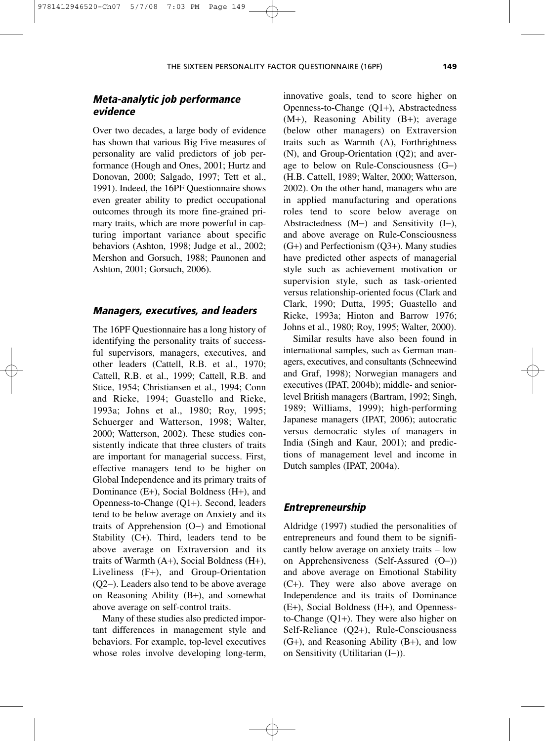### *Meta-analytic job performance evidence*

Over two decades, a large body of evidence has shown that various Big Five measures of personality are valid predictors of job performance (Hough and Ones, 2001; Hurtz and Donovan, 2000; Salgado, 1997; Tett et al., 1991). Indeed, the 16PF Questionnaire shows even greater ability to predict occupational outcomes through its more fine-grained primary traits, which are more powerful in capturing important variance about specific behaviors (Ashton, 1998; Judge et al., 2002; Mershon and Gorsuch, 1988; Paunonen and Ashton, 2001; Gorsuch, 2006).

### *Managers, executives, and leaders*

The 16PF Questionnaire has a long history of identifying the personality traits of successful supervisors, managers, executives, and other leaders (Cattell, R.B. et al., 1970; Cattell, R.B. et al., 1999; Cattell, R.B. and Stice, 1954; Christiansen et al., 1994; Conn and Rieke, 1994; Guastello and Rieke, 1993a; Johns et al., 1980; Roy, 1995; Schuerger and Watterson, 1998; Walter, 2000; Watterson, 2002). These studies consistently indicate that three clusters of traits are important for managerial success. First, effective managers tend to be higher on Global Independence and its primary traits of Dominance (E+), Social Boldness (H+), and Openness-to-Change (Q1+). Second, leaders tend to be below average on Anxiety and its traits of Apprehension (O−) and Emotional Stability (C+). Third, leaders tend to be above average on Extraversion and its traits of Warmth (A+), Social Boldness (H+), Liveliness (F+), and Group-Orientation (Q2−). Leaders also tend to be above average on Reasoning Ability (B+), and somewhat above average on self-control traits.

Many of these studies also predicted important differences in management style and behaviors. For example, top-level executives whose roles involve developing long-term, innovative goals, tend to score higher on Openness-to-Change (Q1+), Abstractedness (M+), Reasoning Ability (B+); average (below other managers) on Extraversion traits such as Warmth (A), Forthrightness (N), and Group-Orientation (Q2); and average to below on Rule-Consciousness (G−) (H.B. Cattell, 1989; Walter, 2000; Watterson, 2002). On the other hand, managers who are in applied manufacturing and operations roles tend to score below average on Abstractedness (M−) and Sensitivity (I−), and above average on Rule-Consciousness (G+) and Perfectionism (Q3+). Many studies have predicted other aspects of managerial style such as achievement motivation or supervision style, such as task-oriented versus relationship-oriented focus (Clark and Clark, 1990; Dutta, 1995; Guastello and Rieke, 1993a; Hinton and Barrow 1976; Johns et al., 1980; Roy, 1995; Walter, 2000).

Similar results have also been found in international samples, such as German managers, executives, and consultants (Schneewind and Graf, 1998); Norwegian managers and executives (IPAT, 2004b); middle- and senior-level British managers (Bartram, 1992; Singh, 1989; Williams, 1999); high-performing Japanese managers (IPAT, 2006); autocratic versus democratic styles of managers in India (Singh and Kaur, 2001); and predictions of management level and income in Dutch samples (IPAT, 2004a).

### *Entrepreneurship*

Aldridge (1997) studied the personalities of entrepreneurs and found them to be significantly below average on anxiety traits – low on Apprehensiveness (Self-Assured (O−)) and above average on Emotional Stability (C+). They were also above average on Independence and its traits of Dominance (E+), Social Boldness (H+), and Openness-to-Change (Q1+). They were also higher on Self-Reliance (Q2+), Rule-Consciousness (G+), and Reasoning Ability (B+), and low on Sensitivity (Utilitarian (I−)).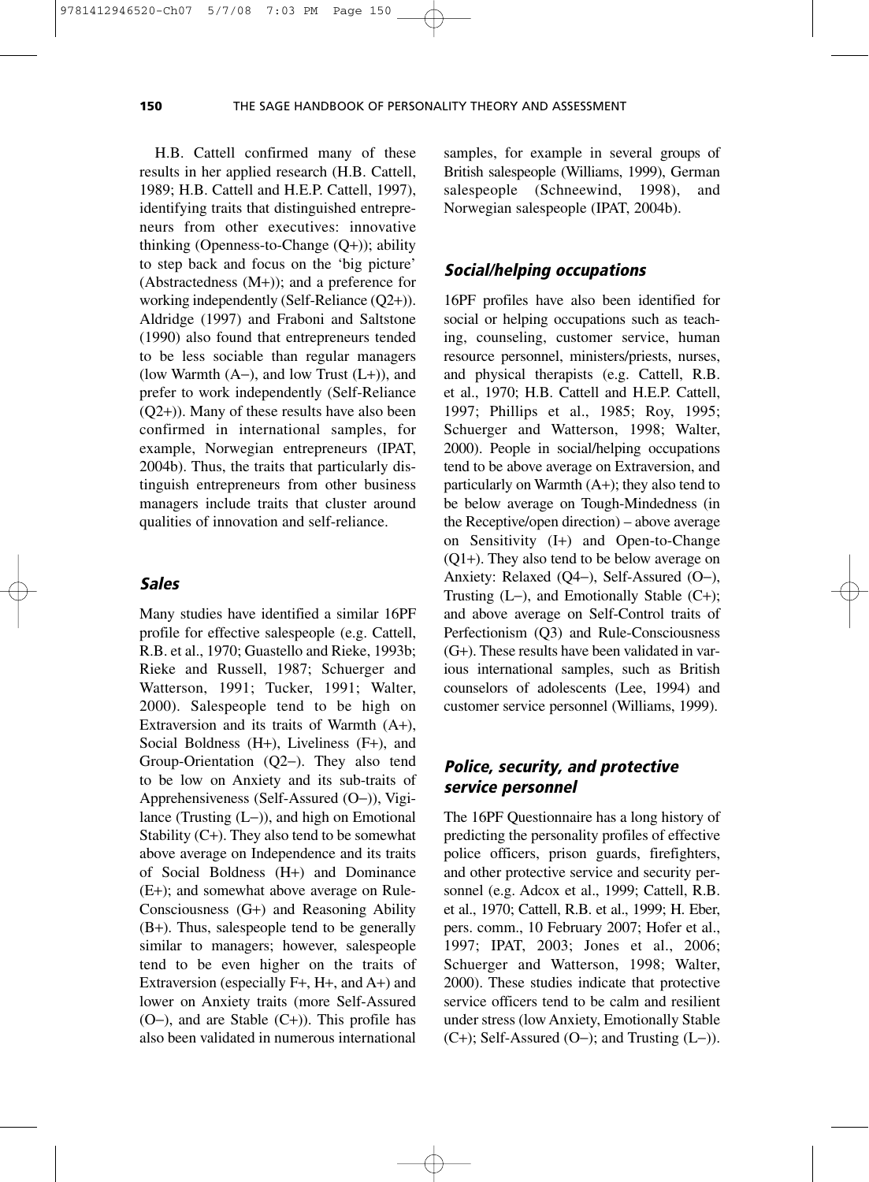H.B. Cattell confirmed many of these results in her applied research (H.B. Cattell, 1989; H.B. Cattell and H.E.P. Cattell, 1997), identifying traits that distinguished entrepreneurs from other executives: innovative thinking (Openness-to-Change (Q+)); ability to step back and focus on the 'big picture' (Abstractedness (M+)); and a preference for working independently (Self-Reliance (Q2+)). Aldridge (1997) and Fraboni and Saltstone (1990) also found that entrepreneurs tended to be less sociable than regular managers (low Warmth (A−), and low Trust (L+)), and prefer to work independently (Self-Reliance (Q2+)). Many of these results have also been confirmed in international samples, for example, Norwegian entrepreneurs (IPAT, 2004b). Thus, the traits that particularly distinguish entrepreneurs from other business managers include traits that cluster around qualities of innovation and self-reliance.

### *Sales*

Many studies have identified a similar 16PF profile for effective salespeople (e.g. Cattell, R.B. et al., 1970; Guastello and Rieke, 1993b; Rieke and Russell, 1987; Schuerger and Watterson, 1991; Tucker, 1991; Walter, 2000). Salespeople tend to be high on Extraversion and its traits of Warmth (A+), Social Boldness (H+), Liveliness (F+), and Group-Orientation (Q2−). They also tend to be low on Anxiety and its sub-traits of Apprehensiveness (Self-Assured (O−)), Vigilance (Trusting (L−)), and high on Emotional Stability (C+). They also tend to be somewhat above average on Independence and its traits of Social Boldness (H+) and Dominance (E+); and somewhat above average on Rule-Consciousness (G+) and Reasoning Ability (B+). Thus, salespeople tend to be generally similar to managers; however, salespeople tend to be even higher on the traits of Extraversion (especially F+, H+, and A+) and lower on Anxiety traits (more Self-Assured (O−), and are Stable (C+)). This profile has also been validated in numerous international samples, for example in several groups of British salespeople (Williams, 1999), German salespeople (Schneewind, 1998), and Norwegian salespeople (IPAT, 2004b).

### *Social/helping occupations*

16PF profiles have also been identified for social or helping occupations such as teaching, counseling, customer service, human resource personnel, ministers/priests, nurses, and physical therapists (e.g. Cattell, R.B. et al., 1970; H.B. Cattell and H.E.P. Cattell, 1997; Phillips et al., 1985; Roy, 1995; Schuerger and Watterson, 1998; Walter, 2000). People in social/helping occupations tend to be above average on Extraversion, and particularly on Warmth (A+); they also tend to be below average on Tough-Mindedness (in the Receptive/open direction) – above average on Sensitivity (I+) and Open-to-Change (Q1+). They also tend to be below average on Anxiety: Relaxed (Q4−), Self-Assured (O−), Trusting (L−), and Emotionally Stable (C+); and above average on Self-Control traits of Perfectionism (Q3) and Rule-Consciousness (G+). These results have been validated in various international samples, such as British counselors of adolescents (Lee, 1994) and customer service personnel (Williams, 1999).

### *Police, security, and protective service personnel*

The 16PF Questionnaire has a long history of predicting the personality profiles of effective police officers, prison guards, firefighters, and other protective service and security personnel (e.g. Adcox et al., 1999; Cattell, R.B. et al., 1970; Cattell, R.B. et al., 1999; H. Eber, pers. comm., 10 February 2007; Hofer et al., 1997; IPAT, 2003; Jones et al., 2006; Schuerger and Watterson, 1998; Walter, 2000). These studies indicate that protective service officers tend to be calm and resilient under stress (low Anxiety, Emotionally Stable (C+); Self-Assured (O−); and Trusting (L−)).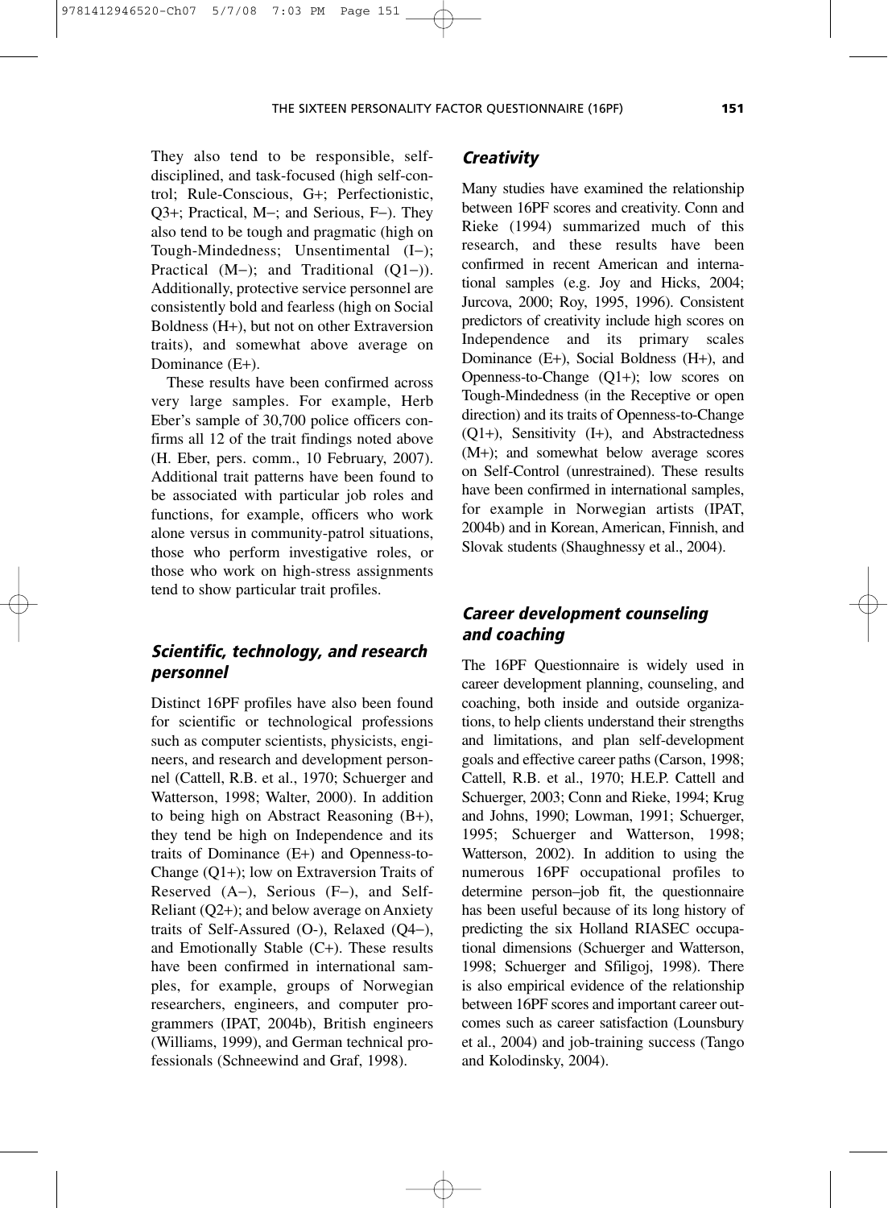They also tend to be responsible, self-disciplined, and task-focused (high self-control; Rule-Conscious, G+; Perfectionistic, Q3+; Practical, M−; and Serious, F−). They also tend to be tough and pragmatic (high on Tough-Mindedness; Unsentimental (I−); Practical (M−); and Traditional (Q1−)). Additionally, protective service personnel are consistently bold and fearless (high on Social Boldness (H+), but not on other Extraversion traits), and somewhat above average on Dominance (E+).

These results have been confirmed across very large samples. For example, Herb Eber's sample of 30,700 police officers confirms all 12 of the trait findings noted above (H. Eber, pers. comm., 10 February, 2007). Additional trait patterns have been found to be associated with particular job roles and functions, for example, officers who work alone versus in community-patrol situations, those who perform investigative roles, or those who work on high-stress assignments tend to show particular trait profiles.

### *Scientific, technology, and research personnel*

Distinct 16PF profiles have also been found for scientific or technological professions such as computer scientists, physicists, engineers, and research and development personnel (Cattell, R.B. et al., 1970; Schuerger and Watterson, 1998; Walter, 2000). In addition to being high on Abstract Reasoning (B+), they tend be high on Independence and its traits of Dominance (E+) and Openness-to-Change (Q1+); low on Extraversion Traits of Reserved (A−), Serious (F−), and Self-Reliant (Q2+); and below average on Anxiety traits of Self-Assured (O-), Relaxed (Q4−), and Emotionally Stable (C+). These results have been confirmed in international samples, for example, groups of Norwegian researchers, engineers, and computer programmers (IPAT, 2004b), British engineers (Williams, 1999), and German technical professionals (Schneewind and Graf, 1998).

### *Creativity*

Many studies have examined the relationship between 16PF scores and creativity. Conn and Rieke (1994) summarized much of this research, and these results have been confirmed in recent American and international samples (e.g. Joy and Hicks, 2004; Jurcova, 2000; Roy, 1995, 1996). Consistent predictors of creativity include high scores on Independence and its primary scales Dominance (E+), Social Boldness (H+), and Openness-to-Change (Q1+); low scores on Tough-Mindedness (in the Receptive or open direction) and its traits of Openness-to-Change (Q1+), Sensitivity (I+), and Abstractedness (M+); and somewhat below average scores on Self-Control (unrestrained). These results have been confirmed in international samples, for example in Norwegian artists (IPAT, 2004b) and in Korean, American, Finnish, and Slovak students (Shaughnessy et al., 2004).

### *Career development counseling and coaching*

The 16PF Questionnaire is widely used in career development planning, counseling, and coaching, both inside and outside organizations, to help clients understand their strengths and limitations, and plan self-development goals and effective career paths (Carson, 1998; Cattell, R.B. et al., 1970; H.E.P. Cattell and Schuerger, 2003; Conn and Rieke, 1994; Krug and Johns, 1990; Lowman, 1991; Schuerger, 1995; Schuerger and Watterson, 1998; Watterson, 2002). In addition to using the numerous 16PF occupational profiles to determine person–job fit, the questionnaire has been useful because of its long history of predicting the six Holland RIASEC occupational dimensions (Schuerger and Watterson, 1998; Schuerger and Sfiligoj, 1998). There is also empirical evidence of the relationship between 16PF scores and important career outcomes such as career satisfaction (Lounsbury et al., 2004) and job-training success (Tango and Kolodinsky, 2004).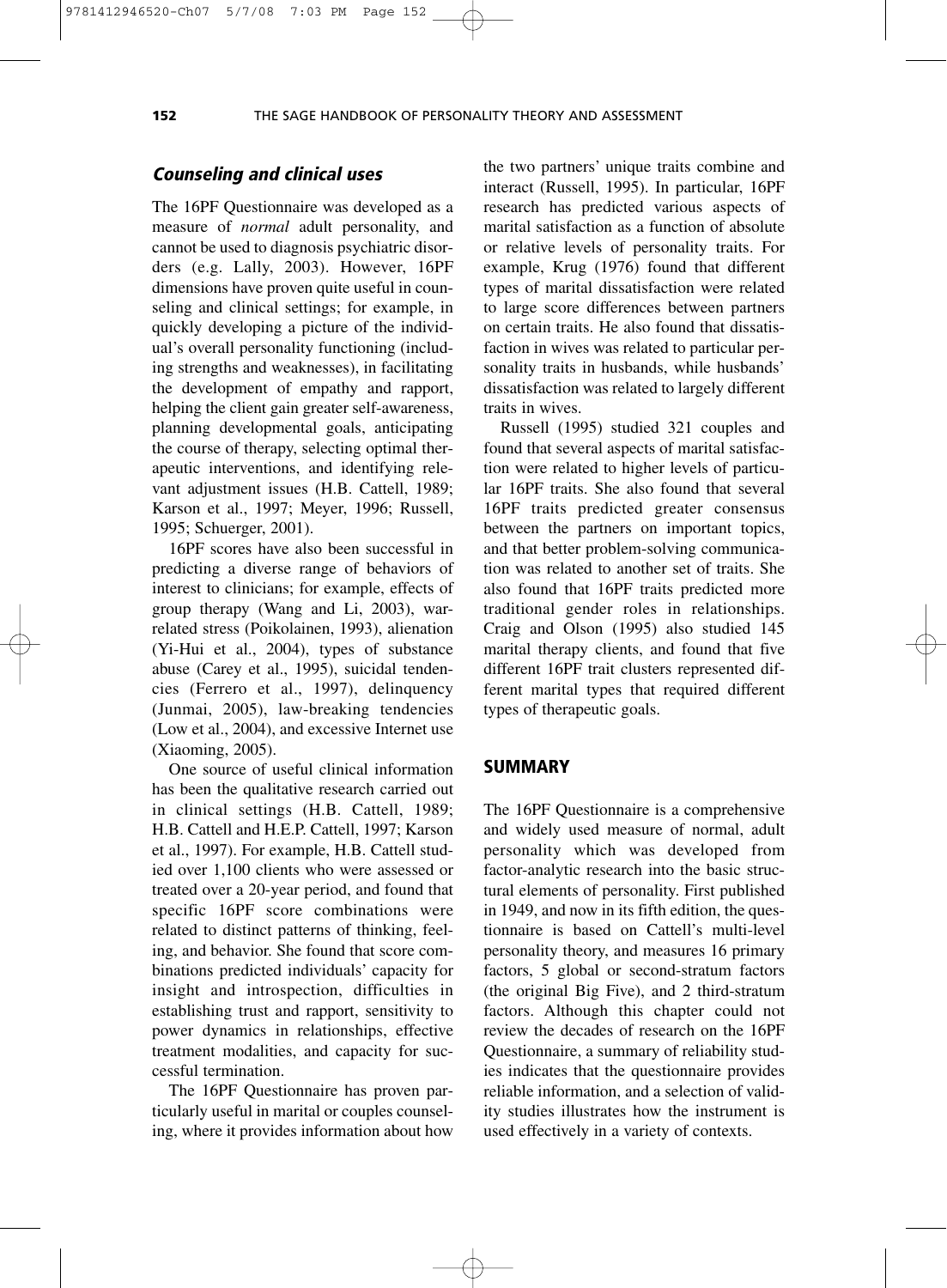### *Counseling and clinical uses*

The 16PF Questionnaire was developed as a measure of *normal* adult personality, and cannot be used to diagnosis psychiatric disorders (e.g. Lally, 2003). However, 16PF dimensions have proven quite useful in counseling and clinical settings; for example, in quickly developing a picture of the individual's overall personality functioning (including strengths and weaknesses), in facilitating the development of empathy and rapport, helping the client gain greater self-awareness, planning developmental goals, anticipating the course of therapy, selecting optimal therapeutic interventions, and identifying relevant adjustment issues (H.B. Cattell, 1989; Karson et al., 1997; Meyer, 1996; Russell, 1995; Schuerger, 2001).

16PF scores have also been successful in predicting a diverse range of behaviors of interest to clinicians; for example, effects of group therapy (Wang and Li, 2003), war-related stress (Poikolainen, 1993), alienation (Yi-Hui et al., 2004), types of substance abuse (Carey et al., 1995), suicidal tendencies (Ferrero et al., 1997), delinquency (Junmai, 2005), law-breaking tendencies (Low et al., 2004), and excessive Internet use (Xiaoming, 2005).

One source of useful clinical information has been the qualitative research carried out in clinical settings (H.B. Cattell, 1989; H.B. Cattell and H.E.P. Cattell, 1997; Karson et al., 1997). For example, H.B. Cattell studied over 1,100 clients who were assessed or treated over a 20-year period, and found that specific 16PF score combinations were related to distinct patterns of thinking, feeling, and behavior. She found that score combinations predicted individuals' capacity for insight and introspection, difficulties in establishing trust and rapport, sensitivity to power dynamics in relationships, effective treatment modalities, and capacity for successful termination.

The 16PF Questionnaire has proven particularly useful in marital or couples counseling, where it provides information about how the two partners' unique traits combine and interact (Russell, 1995). In particular, 16PF research has predicted various aspects of marital satisfaction as a function of absolute or relative levels of personality traits. For example, Krug (1976) found that different types of marital dissatisfaction were related to large score differences between partners on certain traits. He also found that dissatisfaction in wives was related to particular personality traits in husbands, while husbands' dissatisfaction was related to largely different traits in wives.

Russell (1995) studied 321 couples and found that several aspects of marital satisfaction were related to higher levels of particular 16PF traits. She also found that several 16PF traits predicted greater consensus between the partners on important topics, and that better problem-solving communication was related to another set of traits. She also found that 16PF traits predicted more traditional gender roles in relationships. Craig and Olson (1995) also studied 145 marital therapy clients, and found that five different 16PF trait clusters represented different marital types that required different types of therapeutic goals.

## SUMMARY

The 16PF Questionnaire is a comprehensive and widely used measure of normal, adult personality which was developed from factor-analytic research into the basic structural elements of personality. First published in 1949, and now in its fifth edition, the questionnaire is based on Cattell's multi-level personality theory, and measures 16 primary factors, 5 global or second-stratum factors (the original Big Five), and 2 third-stratum factors. Although this chapter could not review the decades of research on the 16PF Questionnaire, a summary of reliability studies indicates that the questionnaire provides reliable information, and a selection of validity studies illustrates how the instrument is used effectively in a variety of contexts.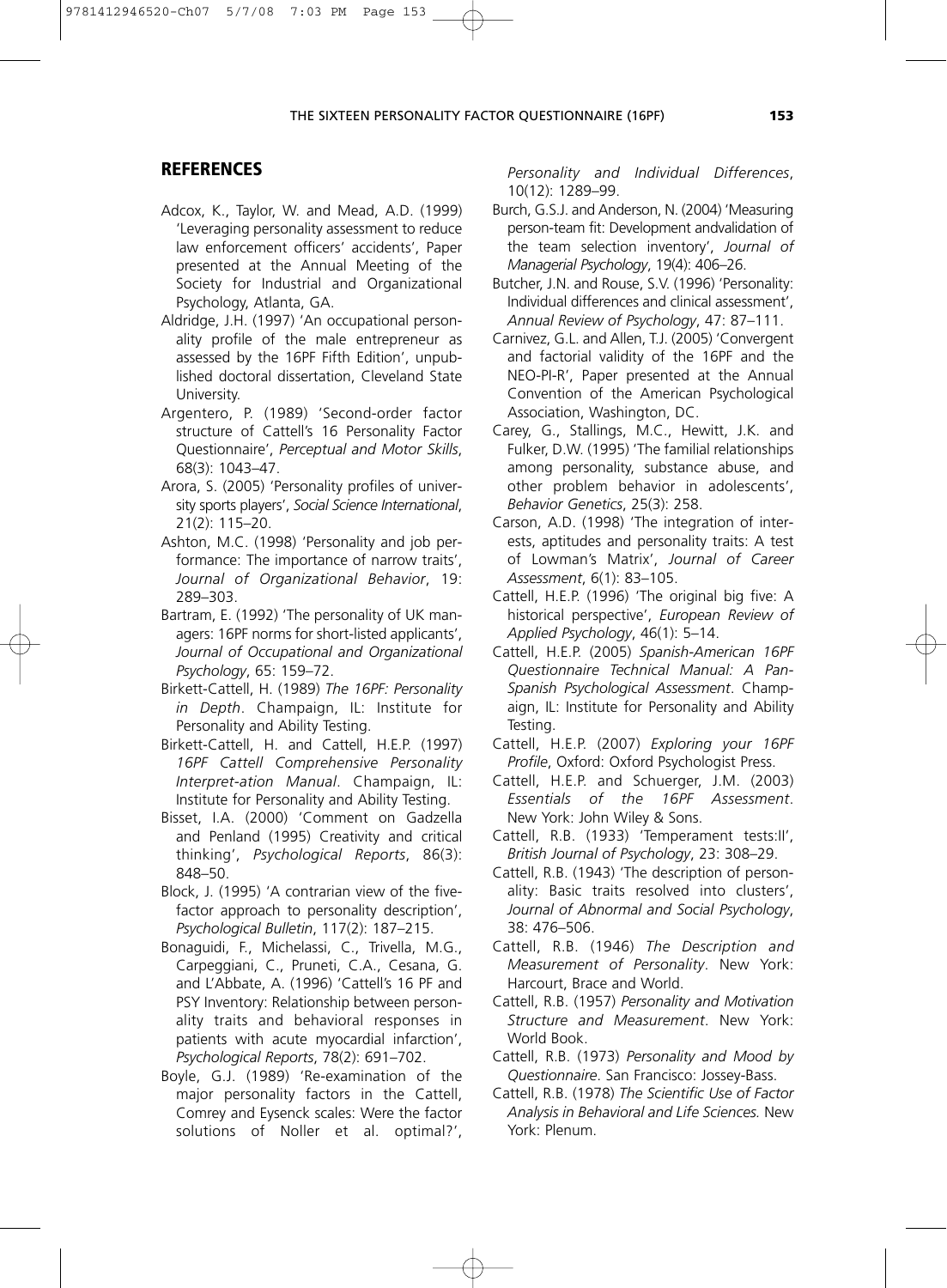## REFERENCES

Adcox, K., Taylor, W. and Mead, A.D. (1999) 'Leveraging personality assessment to reduce law enforcement officers' accidents', Paper presented at the Annual Meeting of the Society for Industrial and Organizational Psychology, Atlanta, GA.

Aldridge, J.H. (1997) 'An occupational personality profile of the male entrepreneur as assessed by the 16PF Fifth Edition', unpublished doctoral dissertation, Cleveland State University.

Argentero, P. (1989) 'Second-order factor structure of Cattell's 16 Personality Factor Questionnaire', *Perceptual and Motor Skills*, 68(3): 1043–47.

Arora, S. (2005) 'Personality profiles of university sports players', *Social Science International*, 21(2): 115–20.

Ashton, M.C. (1998) 'Personality and job performance: The importance of narrow traits', *Journal of Organizational Behavior*, 19: 289–303.

Bartram, E. (1992) 'The personality of UK managers: 16PF norms for short-listed applicants', *Journal of Occupational and Organizational Psychology*, 65: 159–72.

Birkett-Cattell, H. (1989) *The 16PF: Personality in Depth*. Champaign, IL: Institute for Personality and Ability Testing.

Birkett-Cattell, H. and Cattell, H.E.P. (1997) *16PF Cattell Comprehensive Personality Interpret-ation Manual*. Champaign, IL: Institute for Personality and Ability Testing.

Bisset, I.A. (2000) 'Comment on Gadzella and Penland (1995) Creativity and critical thinking', *Psychological Reports*, 86(3): 848–50.

Block, J. (1995) 'A contrarian view of the five-factor approach to personality description', *Psychological Bulletin*, 117(2): 187–215.

Bonaguidi, F., Michelassi, C., Trivella, M.G., Carpeggiani, C., Pruneti, C.A., Cesana, G. and L'Abbate, A. (1996) 'Cattell's 16 PF and PSY Inventory: Relationship between personality traits and behavioral responses in patients with acute myocardial infarction', *Psychological Reports*, 78(2): 691–702.

Boyle, G.J. (1989) 'Re-examination of the major personality factors in the Cattell, Comrey and Eysenck scales: Were the factor solutions of Noller et al. optimal?', *Personality and Individual Differences*, 10(12): 1289–99.

Burch, G.S.J. and Anderson, N. (2004) 'Measuring person-team fit: Development andvalidation of the team selection inventory', *Journal of Managerial Psychology*, 19(4): 406–26.

Butcher, J.N. and Rouse, S.V. (1996) 'Personality: Individual differences and clinical assessment', *Annual Review of Psychology*, 47: 87–111.

Carnivez, G.L. and Allen, T.J. (2005) 'Convergent and factorial validity of the 16PF and the NEO-PI-R', Paper presented at the Annual Convention of the American Psychological Association, Washington, DC.

Carey, G., Stallings, M.C., Hewitt, J.K. and Fulker, D.W. (1995) 'The familial relationships among personality, substance abuse, and other problem behavior in adolescents', *Behavior Genetics*, 25(3): 258.

Carson, A.D. (1998) 'The integration of interests, aptitudes and personality traits: A test of Lowman's Matrix', *Journal of Career Assessment*, 6(1): 83–105.

Cattell, H.E.P. (1996) 'The original big five: A historical perspective', *European Review of Applied Psychology*, 46(1): 5–14.

Cattell, H.E.P. (2005) *Spanish-American 16PF Questionnaire Technical Manual: A Pan-Spanish Psychological Assessment*. Champaign, IL: Institute for Personality and Ability Testing.

Cattell, H.E.P. (2007) *Exploring your 16PF Profile*, Oxford: Oxford Psychologist Press.

Cattell, H.E.P. and Schuerger, J.M. (2003) *Essentials of the 16PF Assessment*. New York: John Wiley & Sons.

Cattell, R.B. (1933) 'Temperament tests:II', *British Journal of Psychology*, 23: 308–29.

Cattell, R.B. (1943) 'The description of personality: Basic traits resolved into clusters', *Journal of Abnormal and Social Psychology*, 38: 476–506.

Cattell, R.B. (1946) *The Description and Measurement of Personality*. New York: Harcourt, Brace and World.

Cattell, R.B. (1957) *Personality and Motivation Structure and Measurement*. New York: World Book.

Cattell, R.B. (1973) *Personality and Mood by Questionnaire*. San Francisco: Jossey-Bass.

Cattell, R.B. (1978) *The Scientific Use of Factor Analysis in Behavioral and Life Sciences.* New York: Plenum.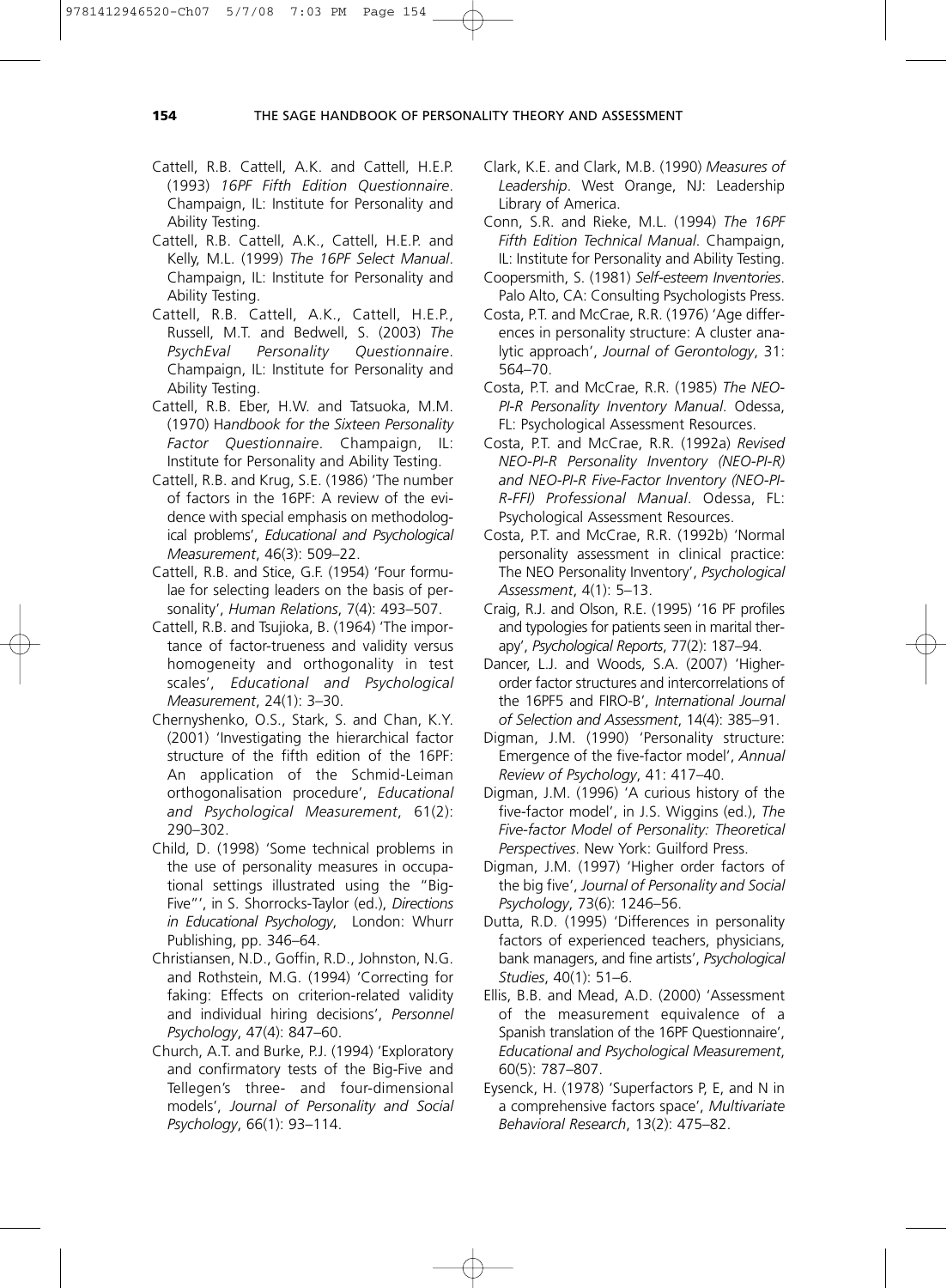Cattell, R.B. Cattell, A.K. and Cattell, H.E.P. (1993) *16PF Fifth Edition Questionnaire*. Champaign, IL: Institute for Personality and Ability Testing.

Cattell, R.B. Cattell, A.K., Cattell, H.E.P. and Kelly, M.L. (1999) *The 16PF Select Manual*. Champaign, IL: Institute for Personality and Ability Testing.

Cattell, R.B. Cattell, A.K., Cattell, H.E.P., Russell, M.T. and Bedwell, S. (2003) *The PsychEval Personality Questionnaire*. Champaign, IL: Institute for Personality and Ability Testing.

Cattell, R.B. Eber, H.W. and Tatsuoka, M.M. (1970) H*andbook for the Sixteen Personality Factor Questionnaire*. Champaign, IL: Institute for Personality and Ability Testing.

Cattell, R.B. and Krug, S.E. (1986) 'The number of factors in the 16PF: A review of the evidence with special emphasis on methodological problems', *Educational and Psychological Measurement*, 46(3): 509–22.

Cattell, R.B. and Stice, G.F. (1954) 'Four formulae for selecting leaders on the basis of personality', *Human Relations*, 7(4): 493–507.

Cattell, R.B. and Tsujioka, B. (1964) 'The importance of factor-trueness and validity versus homogeneity and orthogonality in test scales', *Educational and Psychological Measurement*, 24(1): 3–30.

Chernyshenko, O.S., Stark, S. and Chan, K.Y. (2001) 'Investigating the hierarchical factor structure of the fifth edition of the 16PF: An application of the Schmid-Leiman orthogonalisation procedure', *Educational and Psychological Measurement*, 61(2): 290–302.

Child, D. (1998) 'Some technical problems in the use of personality measures in occupational settings illustrated using the "Big-Five"', in S. Shorrocks-Taylor (ed.), *Directions in Educational Psychology*, London: Whurr Publishing, pp. 346–64.

Christiansen, N.D., Goffin, R.D., Johnston, N.G. and Rothstein, M.G. (1994) 'Correcting for faking: Effects on criterion-related validity and individual hiring decisions', *Personnel Psychology*, 47(4): 847–60.

Church, A.T. and Burke, P.J. (1994) 'Exploratory and confirmatory tests of the Big-Five and Tellegen's three- and four-dimensional models', *Journal of Personality and Social Psychology*, 66(1): 93–114.

Clark, K.E. and Clark, M.B. (1990) *Measures of Leadership*. West Orange, NJ: Leadership Library of America.

Conn, S.R. and Rieke, M.L. (1994) *The 16PF Fifth Edition Technical Manual*. Champaign, IL: Institute for Personality and Ability Testing.

Coopersmith, S. (1981) *Self-esteem Inventories*. Palo Alto, CA: Consulting Psychologists Press.

Costa, P.T. and McCrae, R.R. (1976) 'Age differences in personality structure: A cluster analytic approach', *Journal of Gerontology*, 31: 564–70.

Costa, P.T. and McCrae, R.R. (1985) *The NEO-PI-R Personality Inventory Manual*. Odessa, FL: Psychological Assessment Resources.

Costa, P.T. and McCrae, R.R. (1992a) *Revised NEO-PI-R Personality Inventory (NEO-PI-R) and NEO-PI-R Five-Factor Inventory (NEO-PI-R-FFI) Professional Manual*. Odessa, FL: Psychological Assessment Resources.

Costa, P.T. and McCrae, R.R. (1992b) 'Normal personality assessment in clinical practice: The NEO Personality Inventory', *Psychological Assessment*, 4(1): 5–13.

Craig, R.J. and Olson, R.E. (1995) '16 PF profiles and typologies for patients seen in marital therapy', *Psychological Reports*, 77(2): 187–94.

Dancer, L.J. and Woods, S.A. (2007) 'Higher-order factor structures and intercorrelations of the 16PF5 and FIRO-B', *International Journal of Selection and Assessment*, 14(4): 385–91.

Digman, J.M. (1990) 'Personality structure: Emergence of the five-factor model', *Annual Review of Psychology*, 41: 417–40.

Digman, J.M. (1996) 'A curious history of the five-factor model', in J.S. Wiggins (ed.), *The Five-factor Model of Personality: Theoretical Perspectives*. New York: Guilford Press.

Digman, J.M. (1997) 'Higher order factors of the big five', *Journal of Personality and Social Psychology*, 73(6): 1246–56.

Dutta, R.D. (1995) 'Differences in personality factors of experienced teachers, physicians, bank managers, and fine artists', *Psychological Studies*, 40(1): 51–6.

Ellis, B.B. and Mead, A.D. (2000) 'Assessment of the measurement equivalence of a Spanish translation of the 16PF Questionnaire', *Educational and Psychological Measurement*, 60(5): 787–807.

Eysenck, H. (1978) 'Superfactors P, E, and N in a comprehensive factors space', *Multivariate Behavioral Research*, 13(2): 475–82.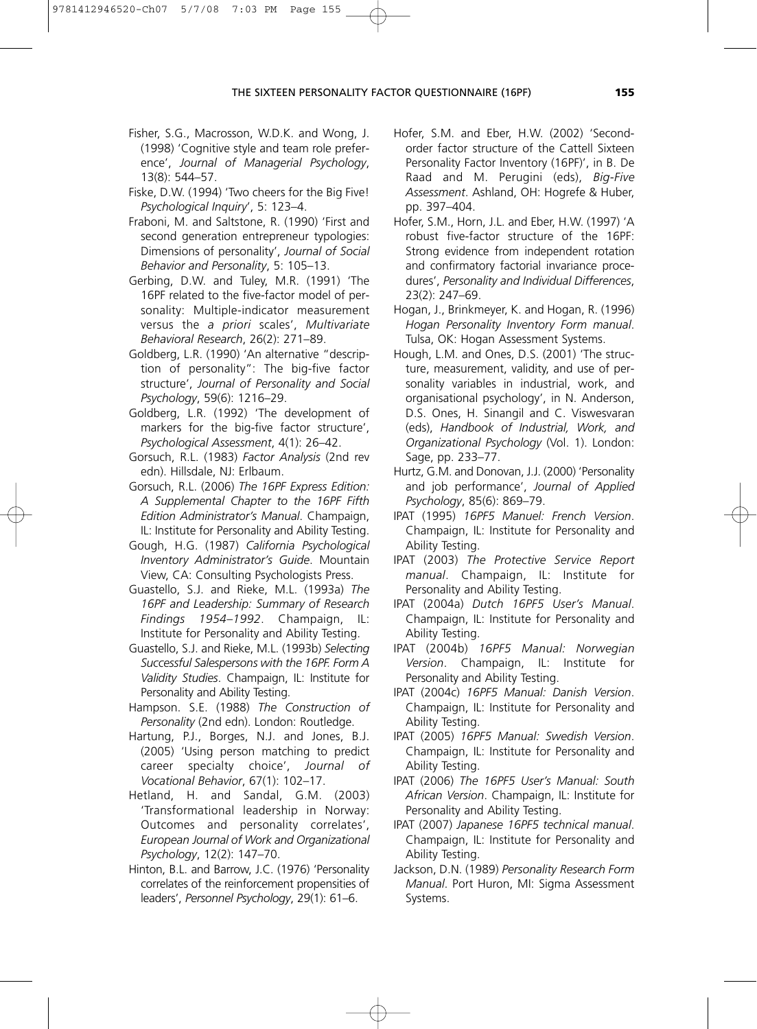Fisher, S.G., Macrosson, W.D.K. and Wong, J. (1998) 'Cognitive style and team role preference', *Journal of Managerial Psychology*, 13(8): 544–57.

Fiske, D.W. (1994) 'Two cheers for the Big Five! *Psychological Inquiry*', 5: 123–4.

Fraboni, M. and Saltstone, R. (1990) 'First and second generation entrepreneur typologies: Dimensions of personality', *Journal of Social Behavior and Personality*, 5: 105–13.

Gerbing, D.W. and Tuley, M.R. (1991) 'The 16PF related to the five-factor model of personality: Multiple-indicator measurement versus the *a priori* scales', *Multivariate Behavioral Research*, 26(2): 271–89.

Goldberg, L.R. (1990) 'An alternative "description of personality": The big-five factor structure', *Journal of Personality and Social Psychology*, 59(6): 1216–29.

Goldberg, L.R. (1992) 'The development of markers for the big-five factor structure', *Psychological Assessment*, 4(1): 26–42.

Gorsuch, R.L. (1983) *Factor Analysis* (2nd rev edn). Hillsdale, NJ: Erlbaum.

Gorsuch, R.L. (2006) *The 16PF Express Edition: A Supplemental Chapter to the 16PF Fifth Edition Administrator's Manual*. Champaign, IL: Institute for Personality and Ability Testing.

Gough, H.G. (1987) *California Psychological Inventory Administrator's Guide*. Mountain View, CA: Consulting Psychologists Press.

Guastello, S.J. and Rieke, M.L. (1993a) *The 16PF and Leadership: Summary of Research Findings 1954–1992*. Champaign, IL: Institute for Personality and Ability Testing.

Guastello, S.J. and Rieke, M.L. (1993b) *Selecting Successful Salespersons with the 16PF. Form A Validity Studies*. Champaign, IL: Institute for Personality and Ability Testing.

Hampson. S.E. (1988) *The Construction of Personality* (2nd edn). London: Routledge.

Hartung, P.J., Borges, N.J. and Jones, B.J. (2005) 'Using person matching to predict career specialty choice', *Journal of Vocational Behavior*, 67(1): 102–17.

Hetland, H. and Sandal, G.M. (2003) 'Transformational leadership in Norway: Outcomes and personality correlates', *European Journal of Work and Organizational Psychology*, 12(2): 147–70.

Hinton, B.L. and Barrow, J.C. (1976) 'Personality correlates of the reinforcement propensities of leaders', *Personnel Psychology*, 29(1): 61–6.

Hofer, S.M. and Eber, H.W. (2002) 'Second-order factor structure of the Cattell Sixteen Personality Factor Inventory (16PF)', in B. De Raad and M. Perugini (eds), *Big-Five Assessment*. Ashland, OH: Hogrefe & Huber, pp. 397–404.

Hofer, S.M., Horn, J.L. and Eber, H.W. (1997) 'A robust five-factor structure of the 16PF: Strong evidence from independent rotation and confirmatory factorial invariance procedures', *Personality and Individual Differences*, 23(2): 247–69.

Hogan, J., Brinkmeyer, K. and Hogan, R. (1996) *Hogan Personality Inventory Form manual*. Tulsa, OK: Hogan Assessment Systems.

Hough, L.M. and Ones, D.S. (2001) 'The structure, measurement, validity, and use of personality variables in industrial, work, and organisational psychology', in N. Anderson, D.S. Ones, H. Sinangil and C. Viswesvaran (eds), *Handbook of Industrial, Work, and Organizational Psychology* (Vol. 1). London: Sage, pp. 233–77.

Hurtz, G.M. and Donovan, J.J. (2000) 'Personality and job performance', *Journal of Applied Psychology*, 85(6): 869–79.

IPAT (1995) *16PF5 Manuel: French Version*. Champaign, IL: Institute for Personality and Ability Testing.

IPAT (2003) *The Protective Service Report manual*. Champaign, IL: Institute for Personality and Ability Testing.

IPAT (2004a) *Dutch 16PF5 User's Manual*. Champaign, IL: Institute for Personality and Ability Testing.

IPAT (2004b) *16PF5 Manual: Norwegian Version*. Champaign, IL: Institute for Personality and Ability Testing.

IPAT (2004c) *16PF5 Manual: Danish Version*. Champaign, IL: Institute for Personality and Ability Testing.

IPAT (2005) *16PF5 Manual: Swedish Version*. Champaign, IL: Institute for Personality and Ability Testing.

IPAT (2006) *The 16PF5 User's Manual: South African Version*. Champaign, IL: Institute for Personality and Ability Testing.

IPAT (2007) *Japanese 16PF5 technical manual*. Champaign, IL: Institute for Personality and Ability Testing.

Jackson, D.N. (1989) *Personality Research Form Manual*. Port Huron, MI: Sigma Assessment Systems.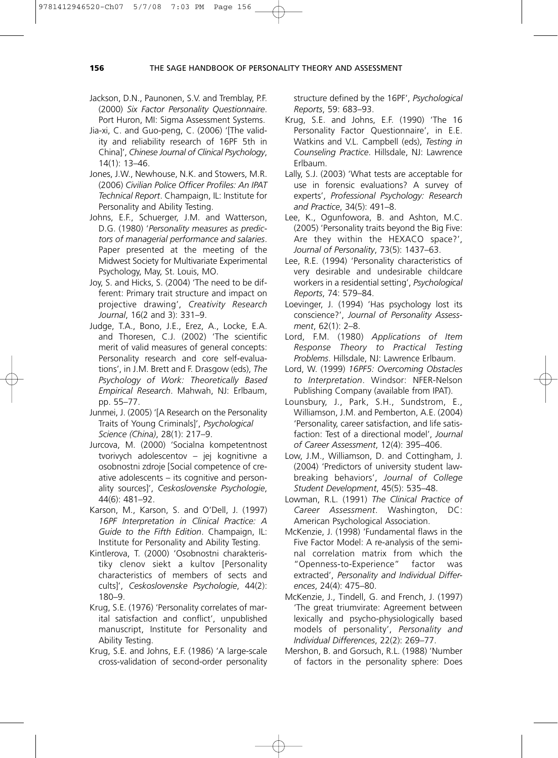Jackson, D.N., Paunonen, S.V. and Tremblay, P.F. (2000) *Six Factor Personality Questionnaire*. Port Huron, MI: Sigma Assessment Systems.

Jia-xi, C. and Guo-peng, C. (2006) '[The validity and reliability research of 16PF 5th in China]', *Chinese Journal of Clinical Psychology*, 14(1): 13–46.

Jones, J.W., Newhouse, N.K. and Stowers, M.R. (2006) *Civilian Police Officer Profiles: An IPAT Technical Report*. Champaign, IL: Institute for Personality and Ability Testing.

Johns, E.F., Schuerger, J.M. and Watterson, D.G. (1980) '*Personality measures as predictors of managerial performance and salaries*. Paper presented at the meeting of the Midwest Society for Multivariate Experimental Psychology, May, St. Louis, MO.

Joy, S. and Hicks, S. (2004) 'The need to be different: Primary trait structure and impact on projective drawing', *Creativity Research Journal*, 16(2 and 3): 331–9.

Judge, T.A., Bono, J.E., Erez, A., Locke, E.A. and Thoresen, C.J. (2002) 'The scientific merit of valid measures of general concepts: Personality research and core self-evaluations', in J.M. Brett and F. Drasgow (eds), *The Psychology of Work: Theoretically Based Empirical Research*. Mahwah, NJ: Erlbaum, pp. 55–77.

Junmei, J. (2005) '[A Research on the Personality Traits of Young Criminals]', *Psychological Science (China)*, 28(1): 217–9.

Jurcova, M. (2000) 'Socialna kompetentnost tvorivych adolescentov – jej kognitivne a osobnostni zdroje [Social competence of creative adolescents – its cognitive and personality sources]', *Ceskoslovenske Psychologie*, 44(6): 481–92.

Karson, M., Karson, S. and O'Dell, J. (1997) *16PF Interpretation in Clinical Practice: A Guide to the Fifth Edition*. Champaign, IL: Institute for Personality and Ability Testing.

Kintlerova, T. (2000) 'Osobnostni charakteristiky clenov siekt a kultov [Personality characteristics of members of sects and cults]', *Ceskoslovenske Psychologie*, 44(2): 180–9.

Krug, S.E. (1976) 'Personality correlates of marital satisfaction and conflict', unpublished manuscript, Institute for Personality and Ability Testing.

Krug, S.E. and Johns, E.F. (1986) 'A large-scale cross-validation of second-order personality structure defined by the 16PF', *Psychological Reports*, 59: 683–93.

Krug, S.E. and Johns, E.F. (1990) 'The 16 Personality Factor Questionnaire', in E.E. Watkins and V.L. Campbell (eds), *Testing in Counseling Practice*. Hillsdale, NJ: Lawrence Erlbaum.

Lally, S.J. (2003) 'What tests are acceptable for use in forensic evaluations? A survey of experts', *Professional Psychology: Research and Practice*, 34(5): 491–8.

Lee, K., Ogunfowora, B. and Ashton, M.C. (2005) 'Personality traits beyond the Big Five: Are they within the HEXACO space?', *Journal of Personality*, 73(5): 1437–63.

Lee, R.E. (1994) 'Personality characteristics of very desirable and undesirable childcare workers in a residential setting', *Psychological Reports*, 74: 579–84.

Loevinger, J. (1994) 'Has psychology lost its conscience?', *Journal of Personality Assessment*, 62(1): 2–8.

Lord, F.M. (1980) *Applications of Item Response Theory to Practical Testing Problems*. Hillsdale, NJ: Lawrence Erlbaum.

Lord, W. (1999) *16PF5: Overcoming Obstacles to Interpretation*. Windsor: NFER-Nelson Publishing Company (available from IPAT).

Lounsbury, J., Park, S.H., Sundstrom, E., Williamson, J.M. and Pemberton, A.E. (2004) 'Personality, career satisfaction, and life satisfaction: Test of a directional model', *Journal of Career Assessment*, 12(4): 395–406.

Low, J.M., Williamson, D. and Cottingham, J. (2004) 'Predictors of university student lawbreaking behaviors', *Journal of College Student Development*, 45(5): 535–48.

Lowman, R.L. (1991) *The Clinical Practice of Career Assessment*. Washington, DC: American Psychological Association.

McKenzie, J. (1998) 'Fundamental flaws in the Five Factor Model: A re-analysis of the seminal correlation matrix from which the "Openness-to-Experience" factor was extracted', *Personality and Individual Differences*, 24(4): 475–80.

McKenzie, J., Tindell, G. and French, J. (1997) 'The great triumvirate: Agreement between lexically and psycho-physiologically based models of personality', *Personality and Individual Differences*, 22(2): 269–77.

Mershon, B. and Gorsuch, R.L. (1988) 'Number of factors in the personality sphere: Does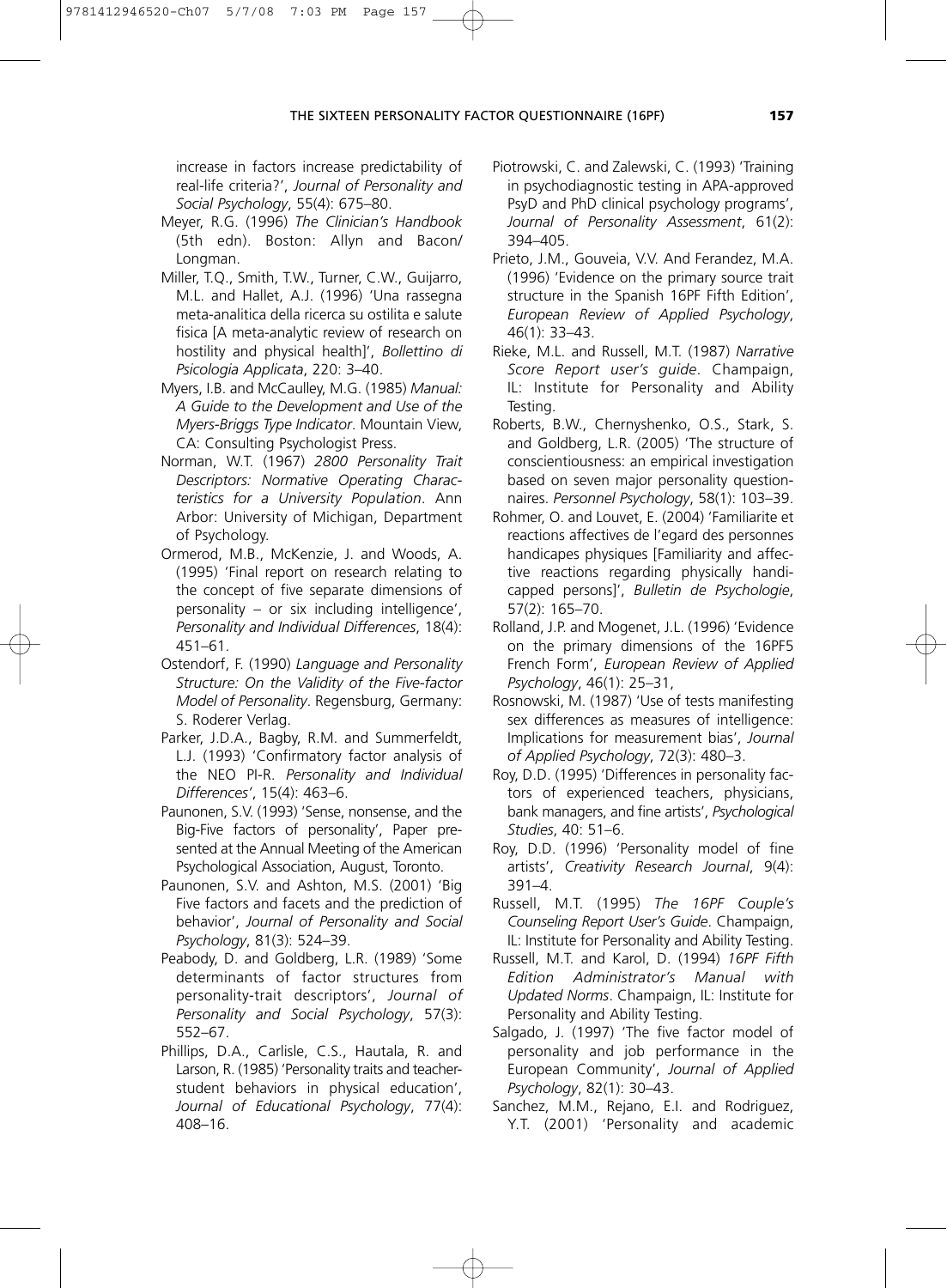increase in factors increase predictability of real-life criteria?', *Journal of Personality and Social Psychology*, 55(4): 675–80.

Meyer, R.G. (1996) *The Clinician's Handbook* (5th edn). Boston: Allyn and Bacon/ Longman.

Miller, T.Q., Smith, T.W., Turner, C.W., Guijarro, M.L. and Hallet, A.J. (1996) 'Una rassegna meta-analitica della ricerca su ostilita e salute fisica [A meta-analytic review of research on hostility and physical health]', *Bollettino di Psicologia Applicata*, 220: 3–40.

Myers, I.B. and McCaulley, M.G. (1985) *Manual: A Guide to the Development and Use of the Myers-Briggs Type Indicator*. Mountain View, CA: Consulting Psychologist Press.

Norman, W.T. (1967) *2800 Personality Trait Descriptors: Normative Operating Characteristics for a University Population*. Ann Arbor: University of Michigan, Department of Psychology.

Ormerod, M.B., McKenzie, J. and Woods, A. (1995) 'Final report on research relating to the concept of five separate dimensions of personality – or six including intelligence', *Personality and Individual Differences*, 18(4): 451–61.

Ostendorf, F. (1990) *Language and Personality Structure: On the Validity of the Five-factor Model of Personality*. Regensburg, Germany: S. Roderer Verlag.

Parker, J.D.A., Bagby, R.M. and Summerfeldt, L.J. (1993) 'Confirmatory factor analysis of the NEO PI-R. *Personality and Individual Differences'*, 15(4): 463–6.

Paunonen, S.V. (1993) 'Sense, nonsense, and the Big-Five factors of personality', Paper presented at the Annual Meeting of the American Psychological Association, August, Toronto.

Paunonen, S.V. and Ashton, M.S. (2001) 'Big Five factors and facets and the prediction of behavior', *Journal of Personality and Social Psychology*, 81(3): 524–39.

Peabody, D. and Goldberg, L.R. (1989) 'Some determinants of factor structures from personality-trait descriptors', *Journal of Personality and Social Psychology*, 57(3): 552–67.

Phillips, D.A., Carlisle, C.S., Hautala, R. and Larson, R. (1985) 'Personality traits and teacher-student behaviors in physical education', *Journal of Educational Psychology*, 77(4): 408–16.

Piotrowski, C. and Zalewski, C. (1993) 'Training in psychodiagnostic testing in APA-approved PsyD and PhD clinical psychology programs', *Journal of Personality Assessment*, 61(2): 394–405.

Prieto, J.M., Gouveia, V.V. And Ferandez, M.A. (1996) 'Evidence on the primary source trait structure in the Spanish 16PF Fifth Edition', *European Review of Applied Psychology*, 46(1): 33–43.

Rieke, M.L. and Russell, M.T. (1987) *Narrative Score Report user's guide*. Champaign, IL: Institute for Personality and Ability Testing.

Roberts, B.W., Chernyshenko, O.S., Stark, S. and Goldberg, L.R. (2005) 'The structure of conscientiousness: an empirical investigation based on seven major personality questionnaires. *Personnel Psychology*, 58(1): 103–39.

Rohmer, O. and Louvet, E. (2004) 'Familiarite et reactions affectives de l'egard des personnes handicapes physiques [Familiarity and affective reactions regarding physically handicapped persons]', *Bulletin de Psychologie*, 57(2): 165–70.

Rolland, J.P. and Mogenet, J.L. (1996) 'Evidence on the primary dimensions of the 16PF5 French Form', *European Review of Applied Psychology*, 46(1): 25–31,

Rosnowski, M. (1987) 'Use of tests manifesting sex differences as measures of intelligence: Implications for measurement bias', *Journal of Applied Psychology*, 72(3): 480–3.

Roy, D.D. (1995) 'Differences in personality factors of experienced teachers, physicians, bank managers, and fine artists', *Psychological Studies*, 40: 51–6.

Roy, D.D. (1996) 'Personality model of fine artists', *Creativity Research Journal*, 9(4): 391–4.

Russell, M.T. (1995) *The 16PF Couple's Counseling Report User's Guide*. Champaign, IL: Institute for Personality and Ability Testing.

Russell, M.T. and Karol, D. (1994) *16PF Fifth Edition Administrator's Manual with Updated Norms*. Champaign, IL: Institute for Personality and Ability Testing.

Salgado, J. (1997) 'The five factor model of personality and job performance in the European Community', *Journal of Applied Psychology*, 82(1): 30–43.

Sanchez, M.M., Rejano, E.I. and Rodriguez, Y.T. (2001) 'Personality and academic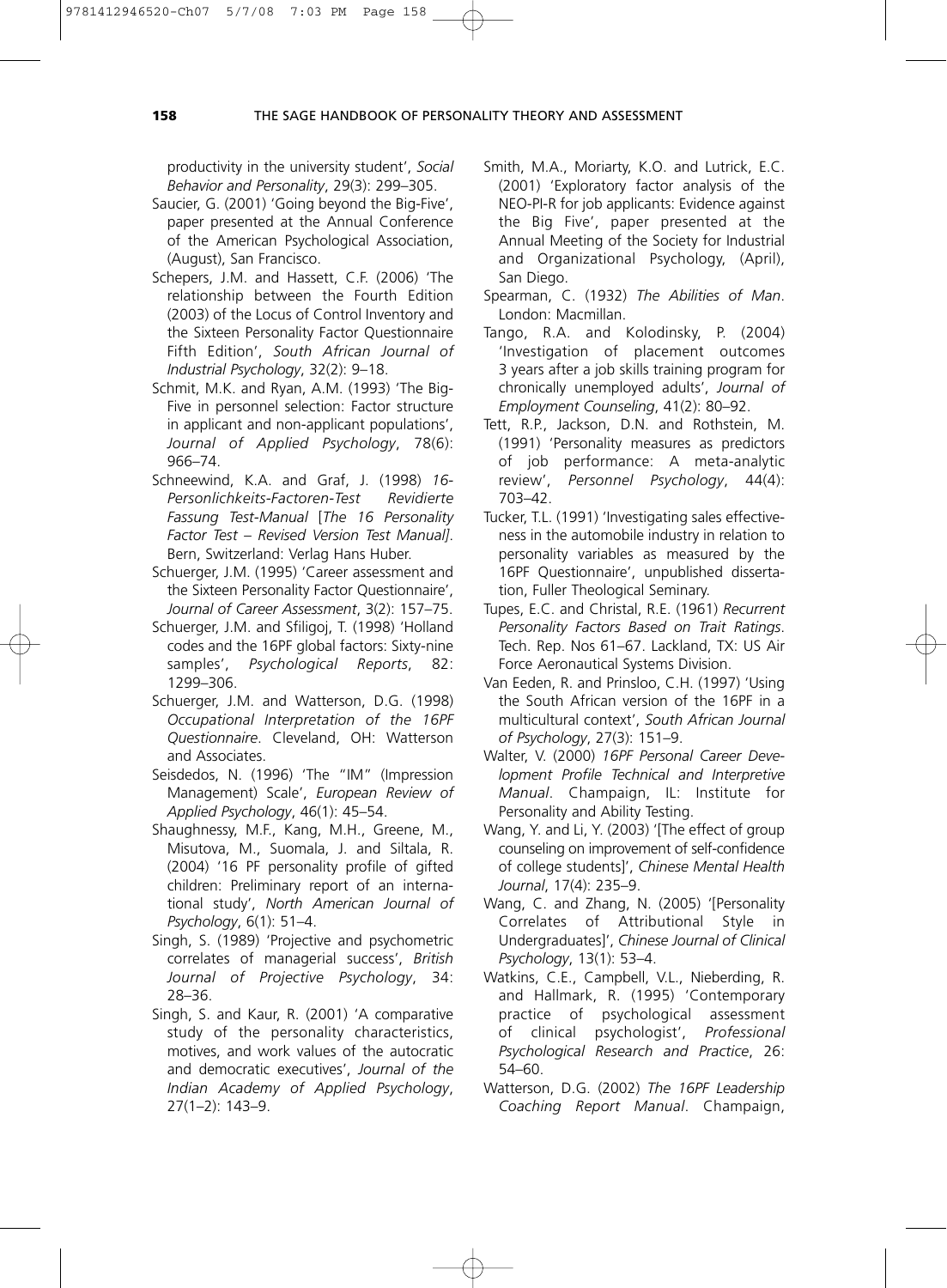productivity in the university student', *Social Behavior and Personality*, 29(3): 299–305.

Saucier, G. (2001) 'Going beyond the Big-Five', paper presented at the Annual Conference of the American Psychological Association, (August), San Francisco.

Schepers, J.M. and Hassett, C.F. (2006) 'The relationship between the Fourth Edition (2003) of the Locus of Control Inventory and the Sixteen Personality Factor Questionnaire Fifth Edition', *South African Journal of Industrial Psychology*, 32(2): 9–18.

Schmit, M.K. and Ryan, A.M. (1993) 'The Big-Five in personnel selection: Factor structure in applicant and non-applicant populations', *Journal of Applied Psychology*, 78(6): 966–74.

Schneewind, K.A. and Graf, J. (1998) *16-Personlichkeits-Factoren-Test Revidierte Fassung Test-Manual* [*The 16 Personality Factor Test – Revised Version Test Manual]*. Bern, Switzerland: Verlag Hans Huber.

Schuerger, J.M. (1995) 'Career assessment and the Sixteen Personality Factor Questionnaire', *Journal of Career Assessment*, 3(2): 157–75.

Schuerger, J.M. and Sfiligoj, T. (1998) 'Holland codes and the 16PF global factors: Sixty-nine samples', *Psychological Reports*, 82: 1299–306.

Schuerger, J.M. and Watterson, D.G. (1998) *Occupational Interpretation of the 16PF Questionnaire*. Cleveland, OH: Watterson and Associates.

Seisdedos, N. (1996) 'The "IM" (Impression Management) Scale', *European Review of Applied Psychology*, 46(1): 45–54.

Shaughnessy, M.F., Kang, M.H., Greene, M., Misutova, M., Suomala, J. and Siltala, R. (2004) '16 PF personality profile of gifted children: Preliminary report of an international study', *North American Journal of Psychology*, 6(1): 51–4.

Singh, S. (1989) 'Projective and psychometric correlates of managerial success', *British Journal of Projective Psychology*, 34: 28–36.

Singh, S. and Kaur, R. (2001) 'A comparative study of the personality characteristics, motives, and work values of the autocratic and democratic executives', *Journal of the Indian Academy of Applied Psychology*, 27(1–2): 143–9.

Smith, M.A., Moriarty, K.O. and Lutrick, E.C. (2001) 'Exploratory factor analysis of the NEO-PI-R for job applicants: Evidence against the Big Five', paper presented at the Annual Meeting of the Society for Industrial and Organizational Psychology, (April), San Diego.

Spearman, C. (1932) *The Abilities of Man*. London: Macmillan.

Tango, R.A. and Kolodinsky, P. (2004) 'Investigation of placement outcomes 3 years after a job skills training program for chronically unemployed adults', *Journal of Employment Counseling*, 41(2): 80–92.

Tett, R.P., Jackson, D.N. and Rothstein, M. (1991) 'Personality measures as predictors of job performance: A meta-analytic review', *Personnel Psychology*, 44(4): 703–42.

Tucker, T.L. (1991) 'Investigating sales effectiveness in the automobile industry in relation to personality variables as measured by the 16PF Questionnaire', unpublished dissertation, Fuller Theological Seminary.

Tupes, E.C. and Christal, R.E. (1961) *Recurrent Personality Factors Based on Trait Ratings*. Tech. Rep. Nos 61–67. Lackland, TX: US Air Force Aeronautical Systems Division.

Van Eeden, R. and Prinsloo, C.H. (1997) 'Using the South African version of the 16PF in a multicultural context', *South African Journal of Psychology*, 27(3): 151–9.

Walter, V. (2000) *16PF Personal Career Development Profile Technical and Interpretive Manual*. Champaign, IL: Institute for Personality and Ability Testing.

Wang, Y. and Li, Y. (2003) '[The effect of group counseling on improvement of self-confidence of college students]', *Chinese Mental Health Journal*, 17(4): 235–9.

Wang, C. and Zhang, N. (2005) '[Personality Correlates of Attributional Style in Undergraduates]', *Chinese Journal of Clinical Psychology*, 13(1): 53–4.

Watkins, C.E., Campbell, V.L., Nieberding, R. and Hallmark, R. (1995) 'Contemporary practice of psychological assessment of clinical psychologist', *Professional Psychological Research and Practice*, 26: 54–60.

Watterson, D.G. (2002) *The 16PF Leadership Coaching Report Manual*. Champaign,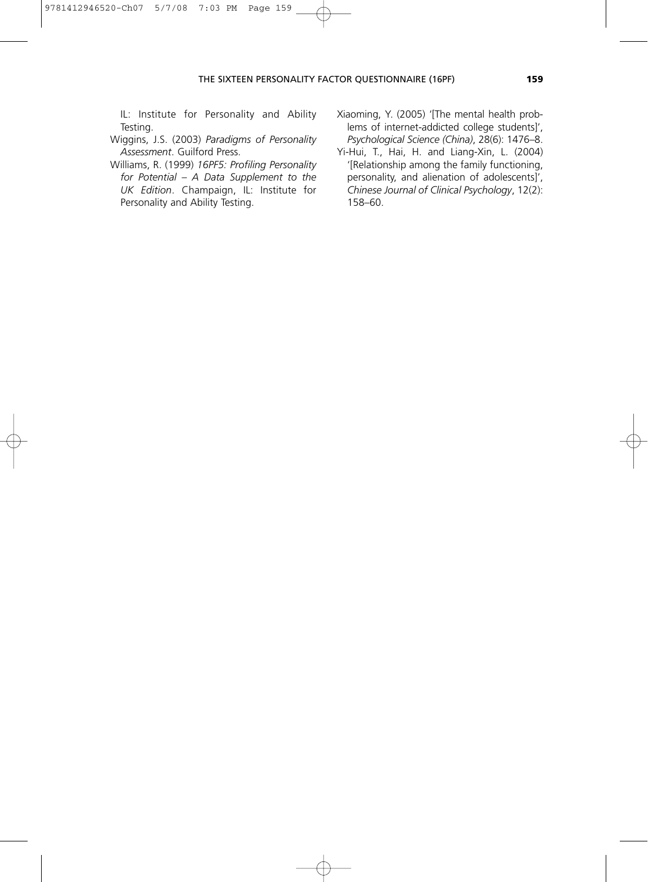IL: Institute for Personality and Ability Testing.

Wiggins, J.S. (2003) *Paradigms of Personality Assessment*. Guilford Press.

Williams, R. (1999) *16PF5: Profiling Personality for Potential – A Data Supplement to the UK Edition*. Champaign, IL: Institute for Personality and Ability Testing.

Xiaoming, Y. (2005) '[The mental health problems of internet-addicted college students]', *Psychological Science (China)*, 28(6): 1476–8.

Yi-Hui, T., Hai, H. and Liang-Xin, L. (2004) '[Relationship among the family functioning, personality, and alienation of adolescents]', *Chinese Journal of Clinical Psychology*, 12(2): 158–60.